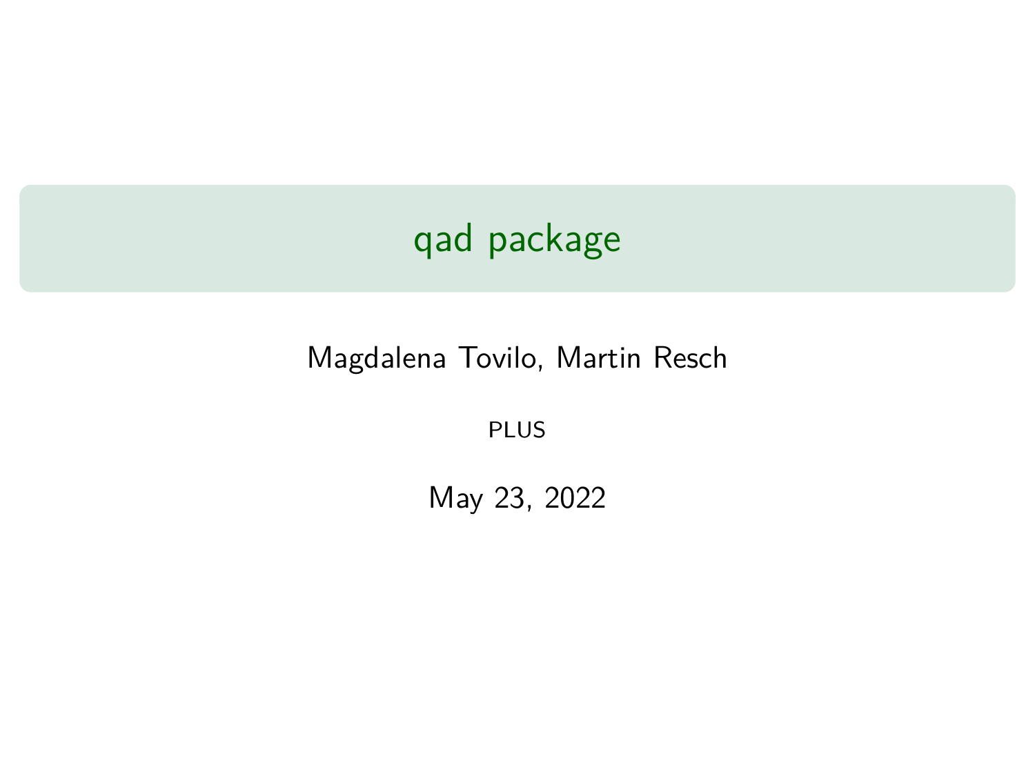# qad package

Magdalena Tovilo, Martin Resch

PLUS

May 23, 2022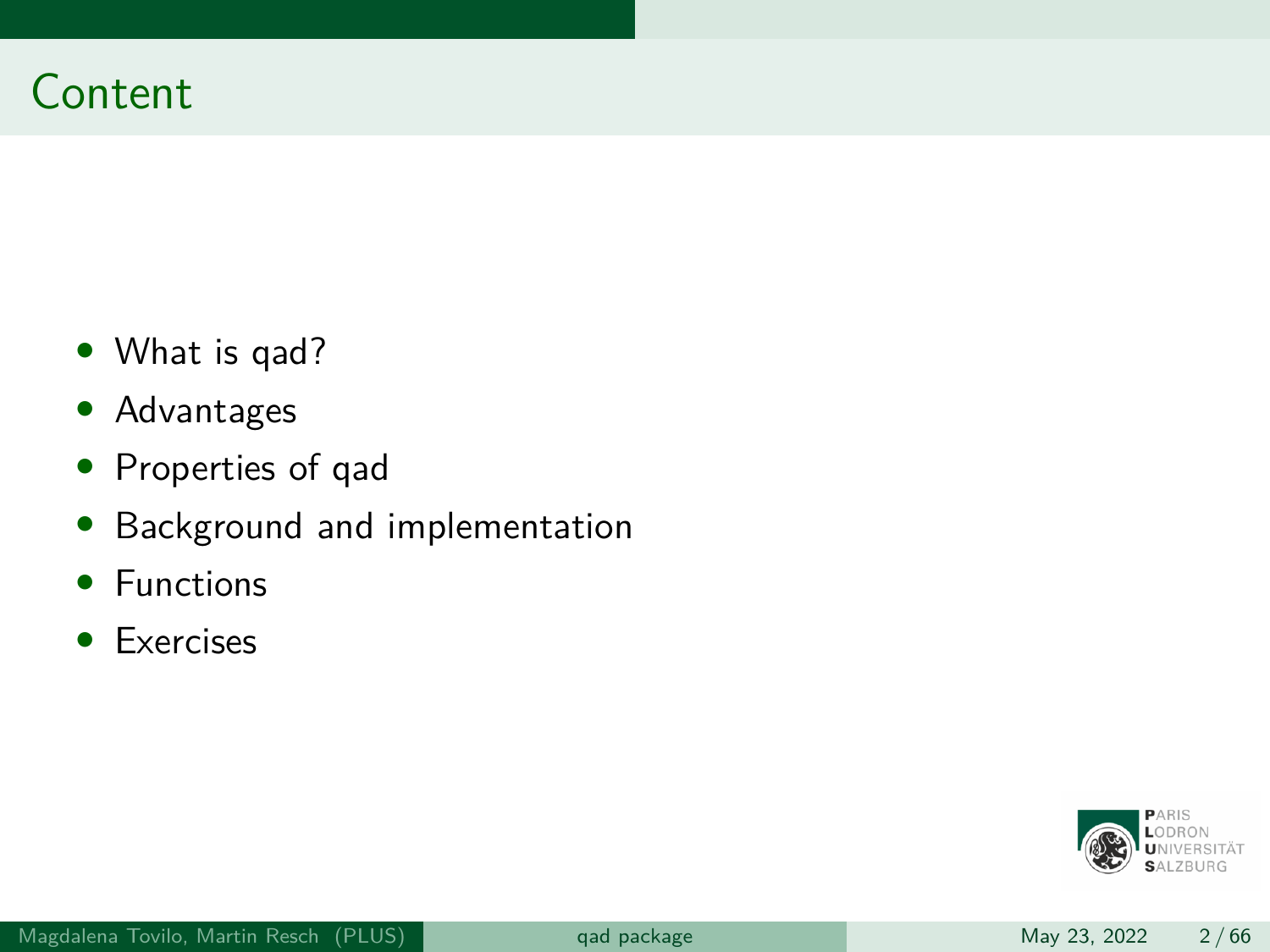# Content

- What is qad?
- Advantages
- Properties of qad
- Background and implementation
- Functions
- Exercises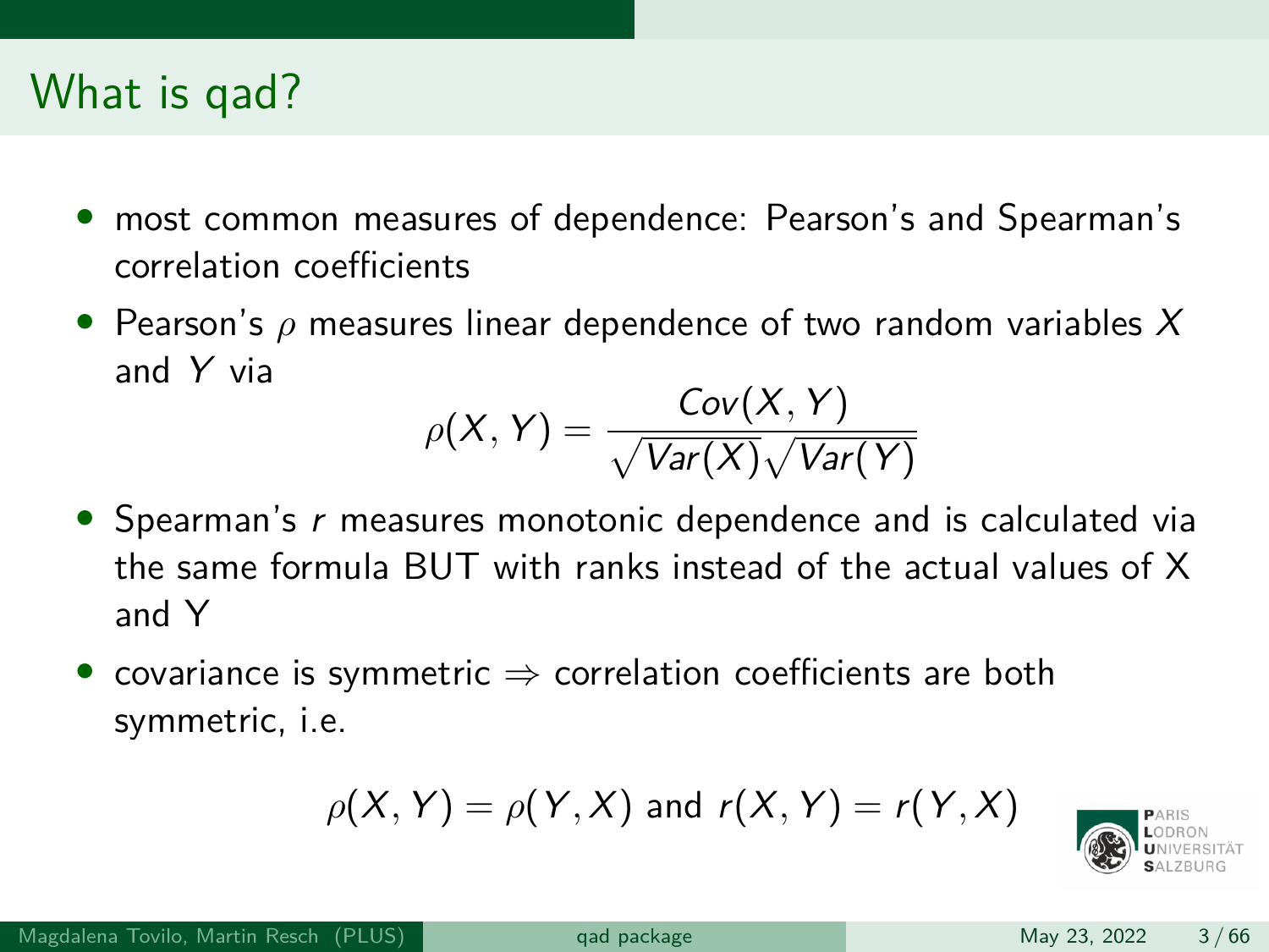# What is qad?

- most common measures of dependence: Pearson's and Spearman's correlation coefficients
- Pearson's $\rho$ measures linear dependence of two random variables $X$ and $Y$ via

$$\rho(X, Y) = \frac{Cov(X, Y)}{\sqrt{Var(X)}\sqrt{Var(Y)}}$$

- Spearman's $r$ measures monotonic dependence and is calculated via the same formula BUT with ranks instead of the actual values of X and Y
- covariance is symmetric $\Rightarrow$ correlation coefficients are both symmetric, i.e.

$$\rho(X, Y) = \rho(Y, X) \text{ and } r(X, Y) = r(Y, X)$$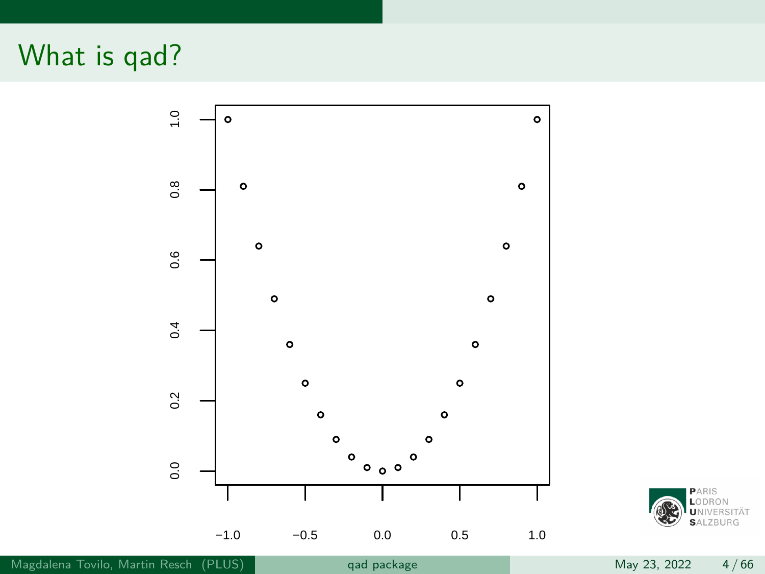# What is qad?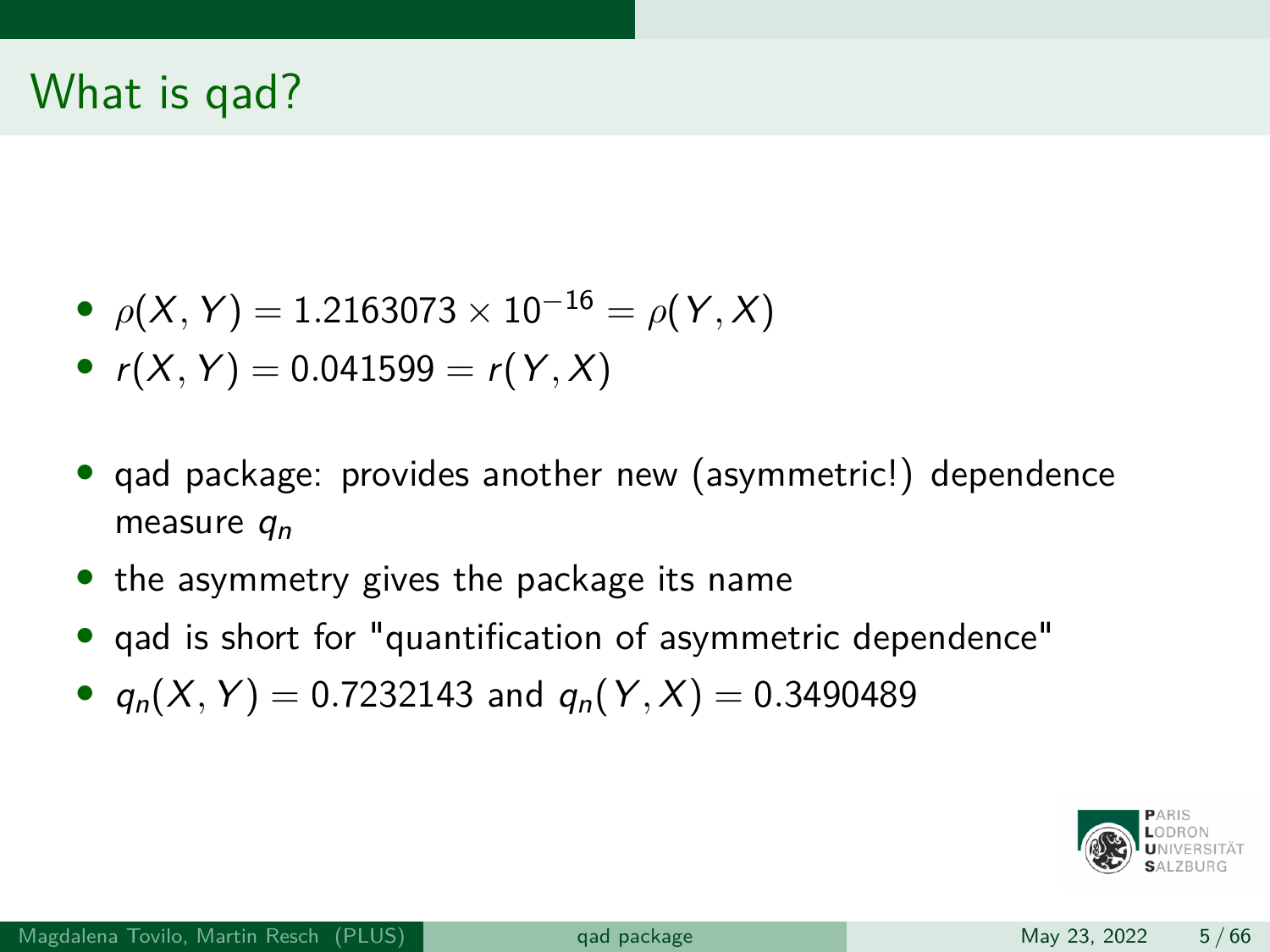# What is qad?

- $\rho(X, Y) = 1.2163073 \times 10^{-16} = \rho(Y, X)$
- $r(X, Y) = 0.041599 = r(Y, X)$

- qad package: provides another new (asymmetric!) dependence measure $q_n$
- the asymmetry gives the package its name
- qad is short for "quantification of asymmetric dependence"
- $q_n(X, Y) = 0.7232143$ and $q_n(Y, X) = 0.3490489$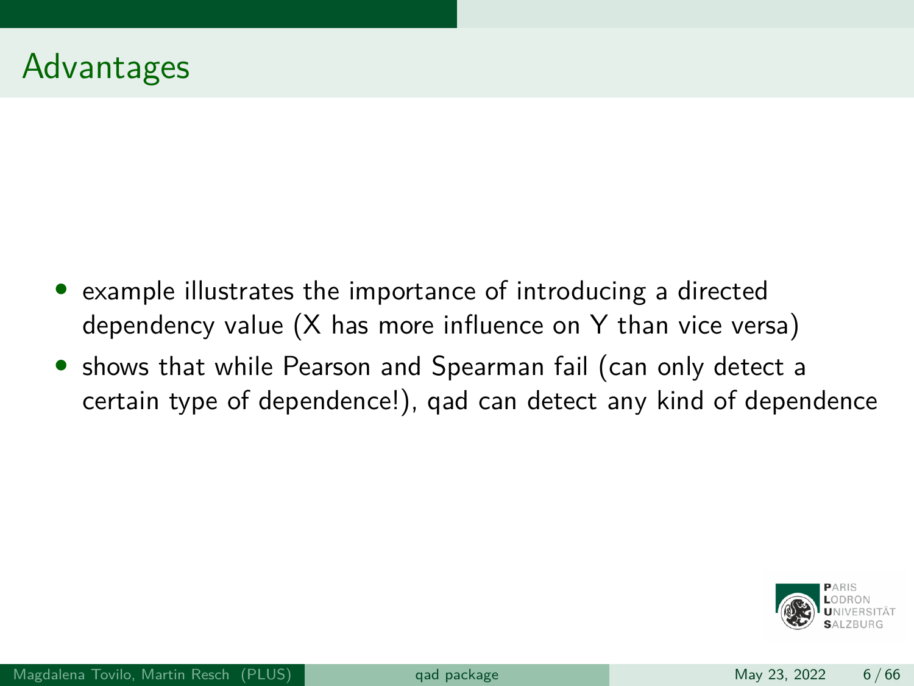# Advantages

- example illustrates the importance of introducing a directed dependency value (X has more influence on Y than vice versa)
- shows that while Pearson and Spearman fail (can only detect a certain type of dependence!), qad can detect any kind of dependence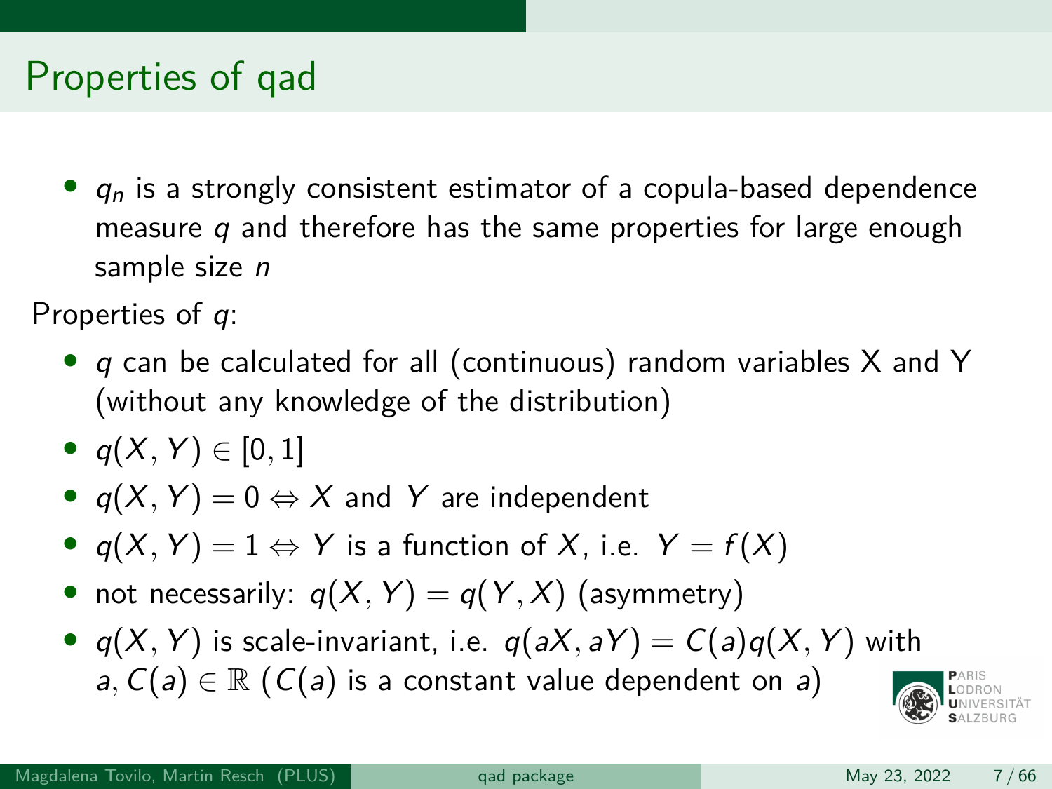# Properties of qad

- $q_n$ is a strongly consistent estimator of a copula-based dependence measure $q$ and therefore has the same properties for large enough sample size $n$

Properties of $q$:

- $q$ can be calculated for all (continuous) random variables X and Y (without any knowledge of the distribution)
- $q(X, Y) \in [0, 1]$
- $q(X, Y) = 0 \Leftrightarrow X$ and $Y$ are independent
- $q(X, Y) = 1 \Leftrightarrow Y$ is a function of $X$, i.e. $Y = f(X)$
- not necessarily: $q(X, Y) = q(Y, X)$ (asymmetry)
- $q(X, Y)$ is scale-invariant, i.e. $q(aX, aY) = C(a)q(X, Y)$ with $a, C(a) \in \mathbb{R}$ ($C(a)$ is a constant value dependent on $a$)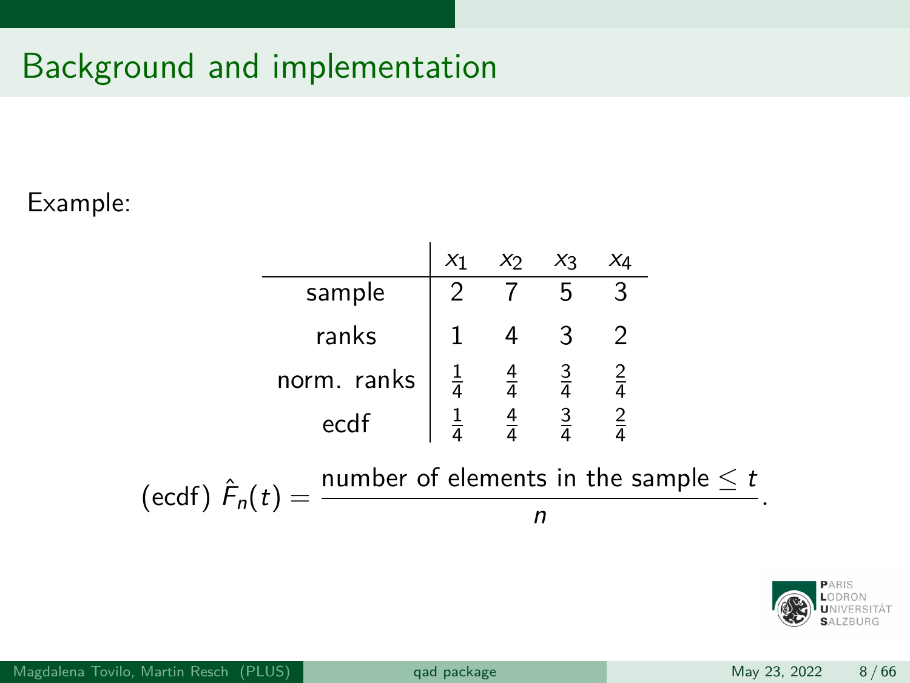# Background and implementation

Example:

| | $x_1$ | $x_2$ | $x_3$ | $x_4$ |
|---|---|---|---|---|
| sample | 2 | 7 | 5 | 3 |
| ranks | 1 | 4 | 3 | 2 |
| norm. ranks | $\frac{1}{4}$ | $\frac{4}{4}$ | $\frac{3}{4}$ | $\frac{2}{4}$ |
| ecdf | $\frac{1}{4}$ | $\frac{4}{4}$ | $\frac{3}{4}$ | $\frac{2}{4}$ |

$$\text{(ecdf) } \hat{F}_n(t) = \frac{\text{number of elements in the sample} \leq t}{n}.$$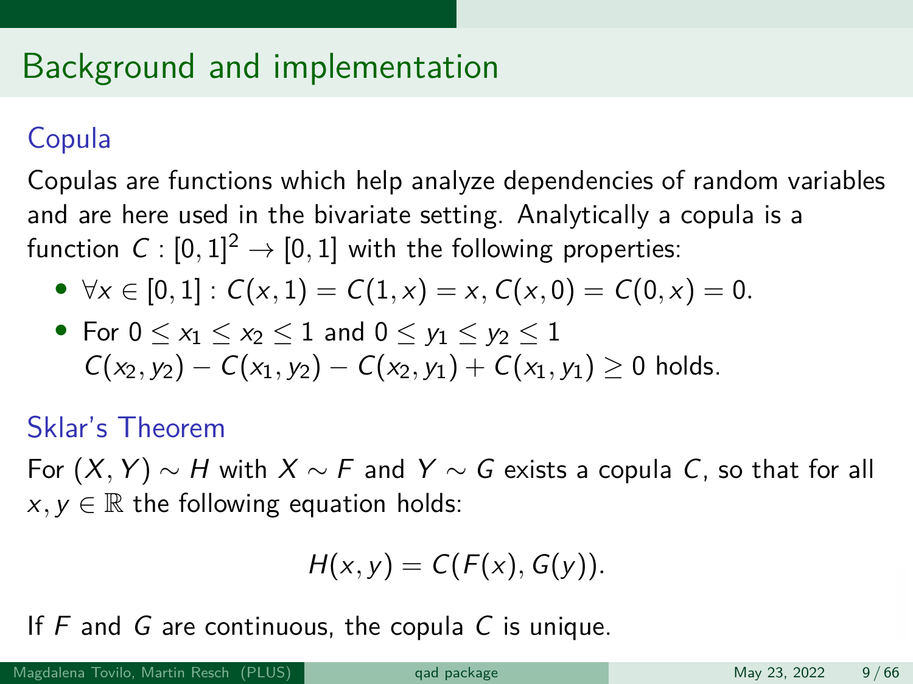# Background and implementation

## Copula

Copulas are functions which help analyze dependencies of random variables and are here used in the bivariate setting. Analytically a copula is a function $C : [0,1]^2 \to [0,1]$ with the following properties:

- $\forall x \in [0,1] : C(x,1) = C(1,x) = x, C(x,0) = C(0,x) = 0.$
- For $0 \leq x_1 \leq x_2 \leq 1$ and $0 \leq y_1 \leq y_2 \leq 1$ $C(x_2,y_2) - C(x_1,y_2) - C(x_2,y_1) + C(x_1,y_1) \geq 0$ holds.

## Sklar's Theorem

For $(X,Y) \sim H$ with $X \sim F$ and $Y \sim G$ exists a copula $C$, so that for all $x, y \in \mathbb{R}$ the following equation holds:

$$H(x,y) = C(F(x), G(y)).$$

If $F$ and $G$ are continuous, the copula $C$ is unique.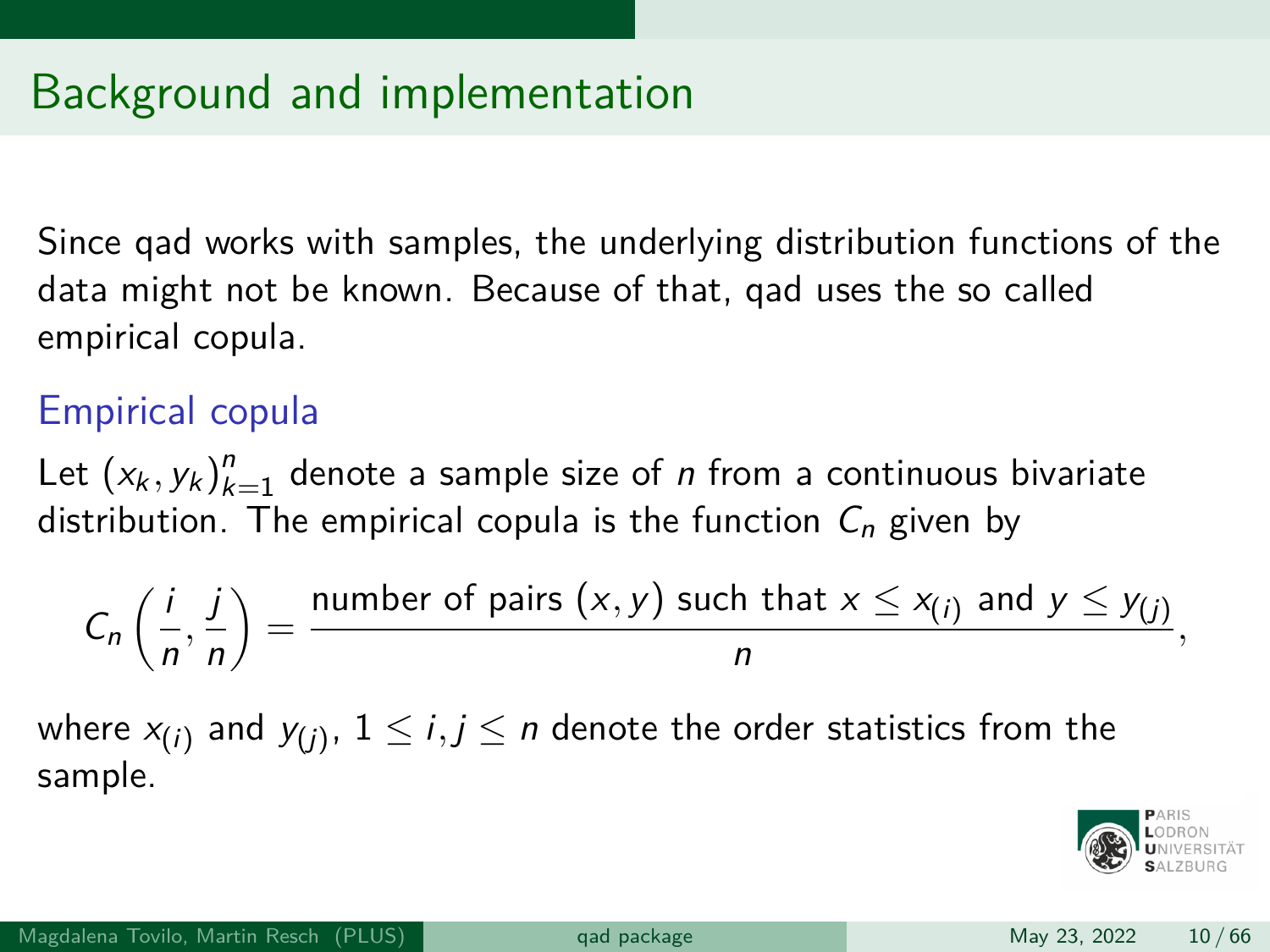# Background and implementation

Since qad works with samples, the underlying distribution functions of the data might not be known. Because of that, qad uses the so called empirical copula.

### Empirical copula

Let $(x_k, y_k)_{k=1}^n$ denote a sample size of $n$ from a continuous bivariate distribution. The empirical copula is the function $C_n$ given by

$$C_n\left(\frac{i}{n}, \frac{j}{n}\right) = \frac{\text{number of pairs } (x, y) \text{ such that } x \leq x_{(i)} \text{ and } y \leq y_{(j)}}{n},$$

where $x_{(i)}$ and $y_{(j)}$, $1 \leq i, j \leq n$ denote the order statistics from the sample.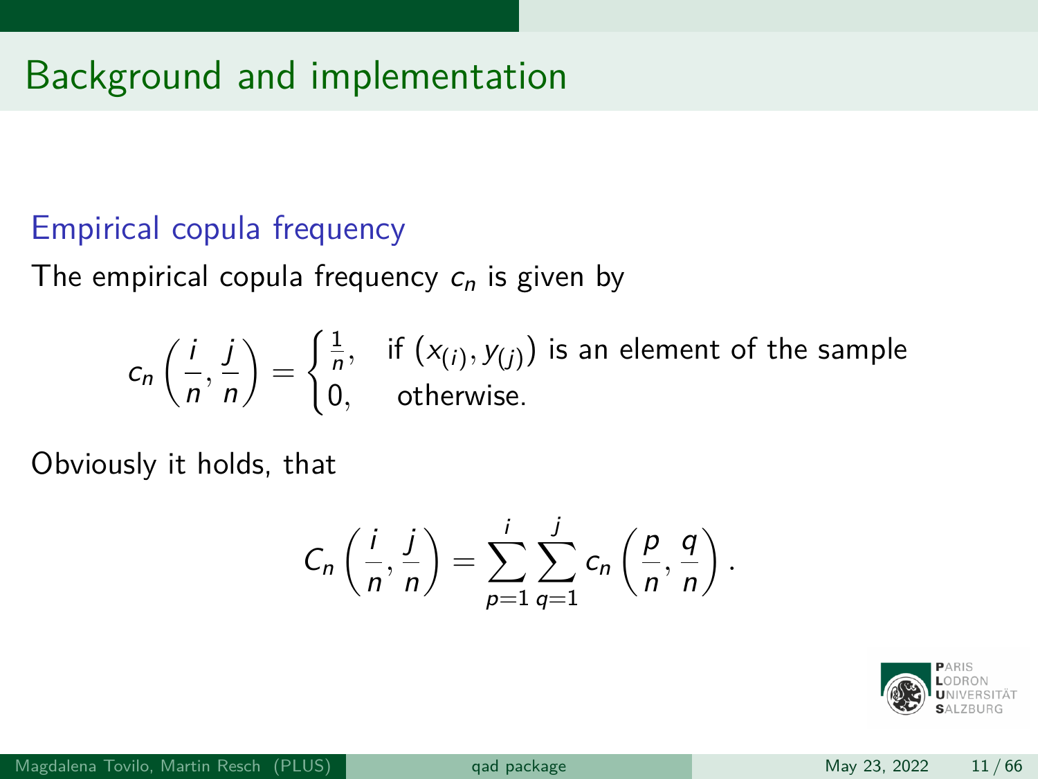# Background and implementation

### Empirical copula frequency

The empirical copula frequency $c_n$ is given by

$$c_n\left(\frac{i}{n}, \frac{j}{n}\right) = \begin{cases} \frac{1}{n}, & \text{if } \left(x_{(i)}, y_{(j)}\right) \text{ is an element of the sample} \\ 0, & \text{otherwise.} \end{cases}$$

Obviously it holds, that

$$C_n\left(\frac{i}{n}, \frac{j}{n}\right) = \sum_{p=1}^{i} \sum_{q=1}^{j} c_n\left(\frac{p}{n}, \frac{q}{n}\right).$$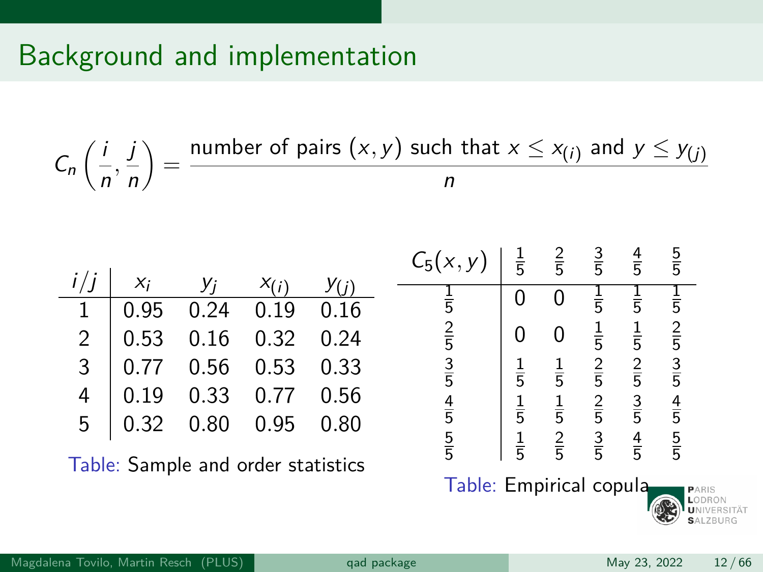# Background and implementation

$$C_n\left(\frac{i}{n}, \frac{j}{n}\right) = \frac{\text{number of pairs } (x, y) \text{ such that } x \leq x_{(i)} \text{ and } y \leq y_{(j)}}{n}$$

| $i/j$ | $x_i$ | $y_j$ | $x_{(i)}$ | $y_{(j)}$ |
|---|---|---|---|---|
| 1 | 0.95 | 0.24 | 0.19 | 0.16 |
| 2 | 0.53 | 0.16 | 0.32 | 0.24 |
| 3 | 0.77 | 0.56 | 0.53 | 0.33 |
| 4 | 0.19 | 0.33 | 0.77 | 0.56 |
| 5 | 0.32 | 0.80 | 0.95 | 0.80 |

Table: Sample and order statistics

| $C_5(x, y)$ | $\frac{1}{5}$ | $\frac{2}{5}$ | $\frac{3}{5}$ | $\frac{4}{5}$ | $\frac{5}{5}$ |
|---|---|---|---|---|---|
| $\frac{1}{5}$ | 0 | 0 | $\frac{1}{5}$ | $\frac{1}{5}$ | $\frac{1}{5}$ |
| $\frac{2}{5}$ | 0 | 0 | $\frac{1}{5}$ | $\frac{1}{5}$ | $\frac{2}{5}$ |
| $\frac{3}{5}$ | $\frac{1}{5}$ | $\frac{1}{5}$ | $\frac{2}{5}$ | $\frac{2}{5}$ | $\frac{3}{5}$ |
| $\frac{4}{5}$ | $\frac{1}{5}$ | $\frac{1}{5}$ | $\frac{2}{5}$ | $\frac{3}{5}$ | $\frac{4}{5}$ |
| $\frac{5}{5}$ | $\frac{1}{5}$ | $\frac{2}{5}$ | $\frac{3}{5}$ | $\frac{4}{5}$ | $\frac{5}{5}$ |

Table: Empirical copula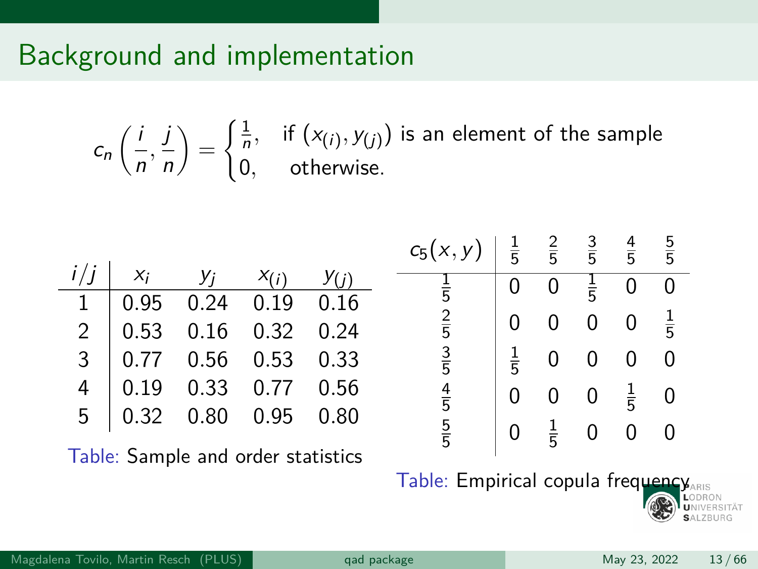# Background and implementation

$$c_n\left(\frac{i}{n}, \frac{j}{n}\right) = \begin{cases} \frac{1}{n}, & \text{if } (x_{(i)}, y_{(j)}) \text{ is an element of the sample} \\ 0, & \text{otherwise.} \end{cases}$$

| $i/j$ | $x_i$ | $y_j$ | $x_{(i)}$ | $y_{(j)}$ |
|---|---|---|---|---|
| 1 | 0.95 | 0.24 | 0.19 | 0.16 |
| 2 | 0.53 | 0.16 | 0.32 | 0.24 |
| 3 | 0.77 | 0.56 | 0.53 | 0.33 |
| 4 | 0.19 | 0.33 | 0.77 | 0.56 |
| 5 | 0.32 | 0.80 | 0.95 | 0.80 |

Table: Sample and order statistics

| $c_5(x, y)$ | $\frac{1}{5}$ | $\frac{2}{5}$ | $\frac{3}{5}$ | $\frac{4}{5}$ | $\frac{5}{5}$ |
|---|---|---|---|---|---|
| $\frac{1}{5}$ | 0 | 0 | $\frac{1}{5}$ | 0 | 0 |
| $\frac{2}{5}$ | 0 | 0 | 0 | 0 | $\frac{1}{5}$ |
| $\frac{3}{5}$ | $\frac{1}{5}$ | 0 | 0 | 0 | 0 |
| $\frac{4}{5}$ | 0 | 0 | 0 | $\frac{1}{5}$ | 0 |
| $\frac{5}{5}$ | 0 | $\frac{1}{5}$ | 0 | 0 | 0 |

Table: Empirical copula frequency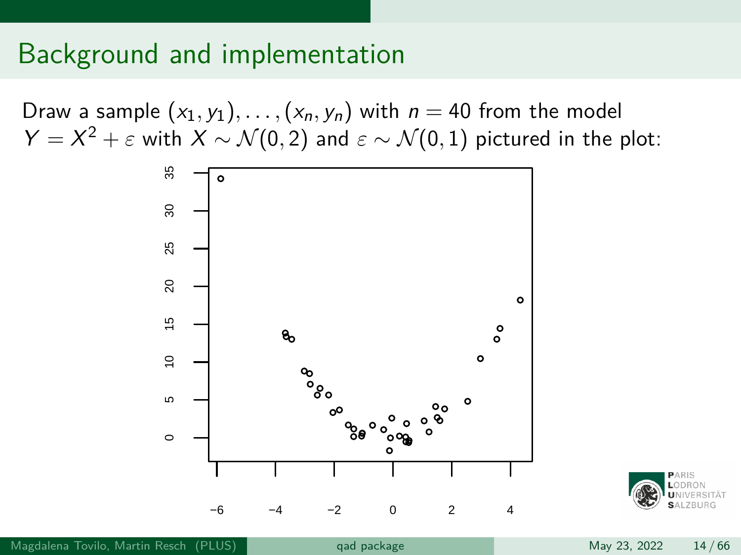# Background and implementation

Draw a sample $(x_1, y_1), \ldots, (x_n, y_n)$ with $n = 40$ from the model $Y = X^2 + \varepsilon$ with $X \sim \mathcal{N}(0, 2)$ and $\varepsilon \sim \mathcal{N}(0, 1)$ pictured in the plot: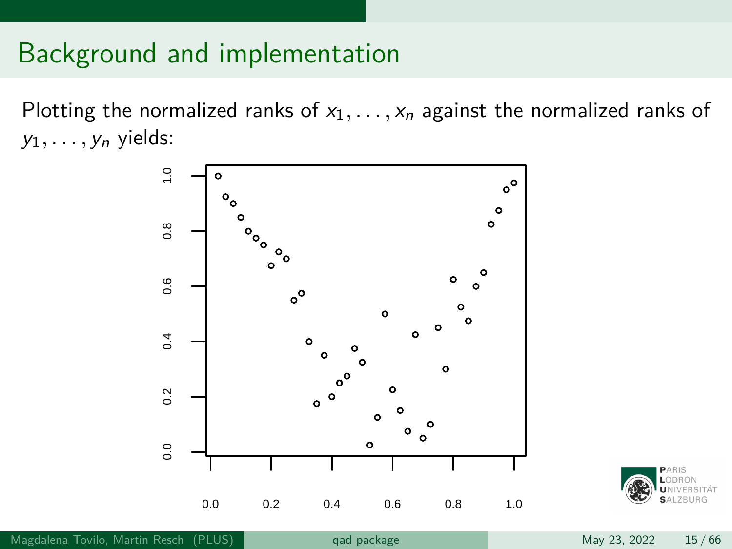# Background and implementation

Plotting the normalized ranks of $x_1, \ldots, x_n$ against the normalized ranks of $y_1, \ldots, y_n$ yields: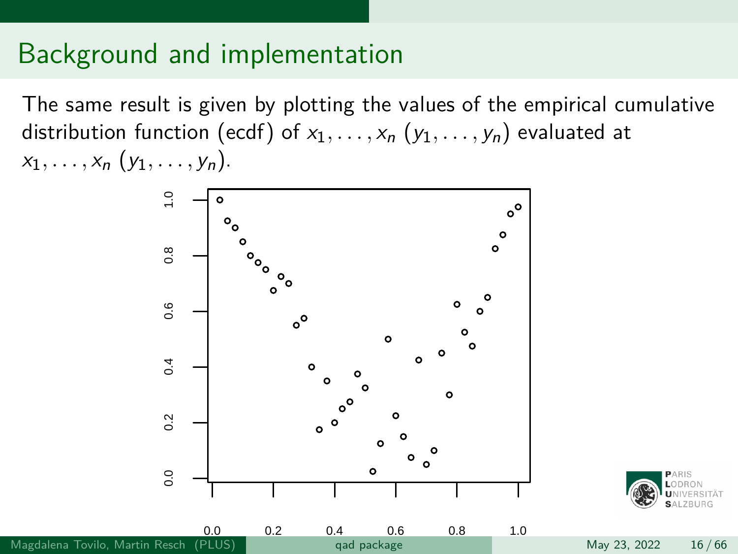# Background and implementation

The same result is given by plotting the values of the empirical cumulative distribution function (ecdf) of $x_1, \ldots, x_n$ $(y_1, \ldots, y_n)$ evaluated at $x_1, \ldots, x_n$ $(y_1, \ldots, y_n)$.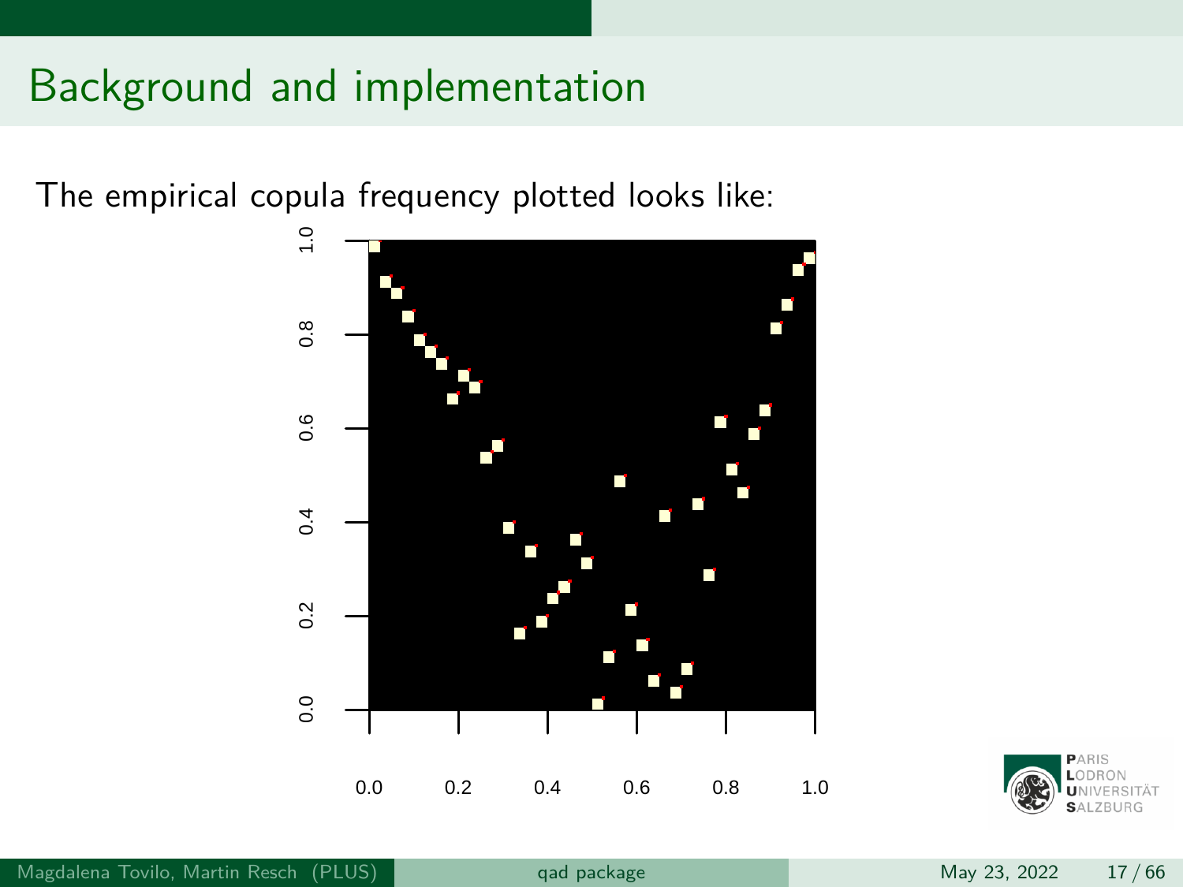# Background and implementation

The empirical copula frequency plotted looks like: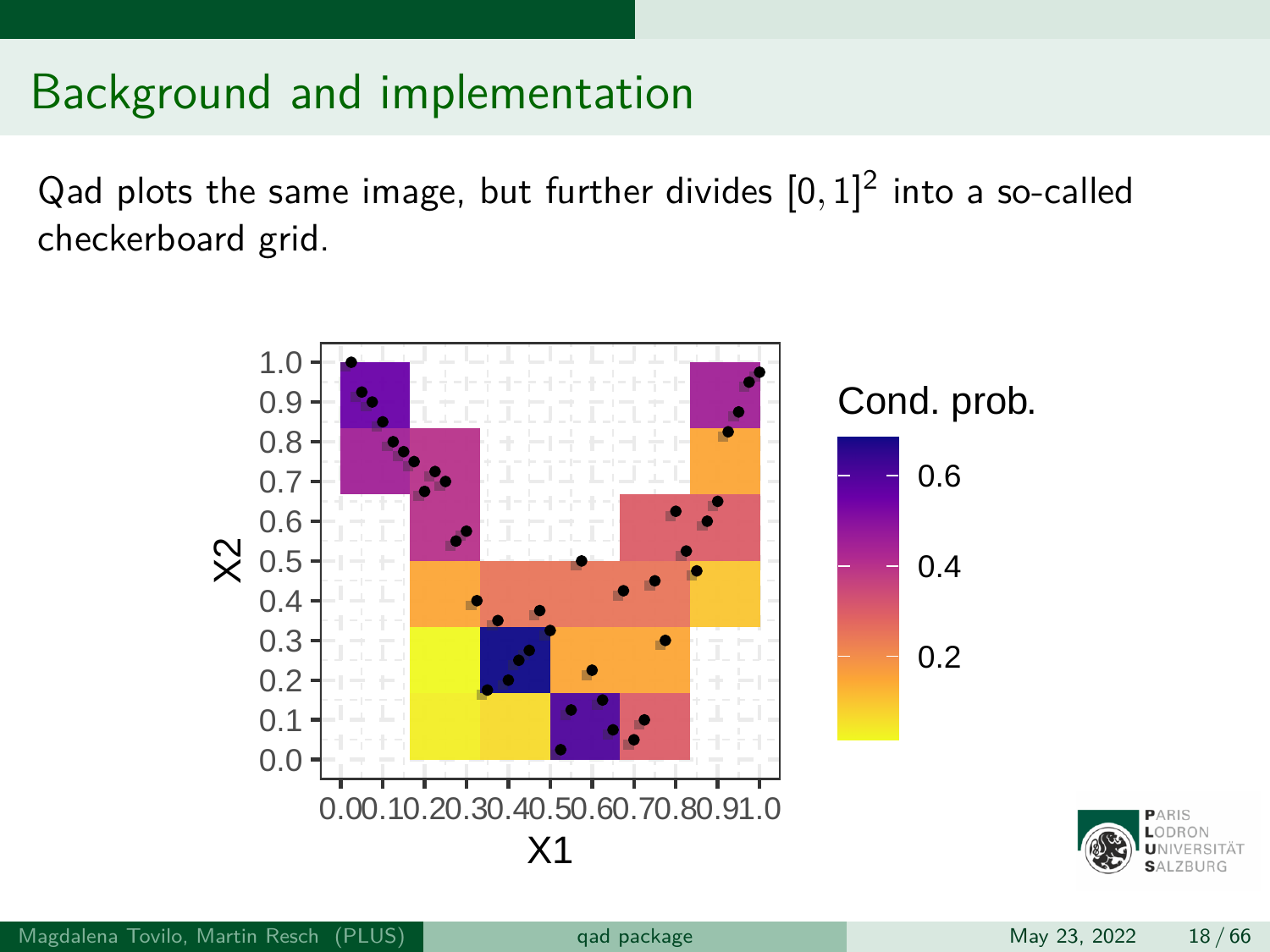# Background and implementation

Qad plots the same image, but further divides $[0,1]^2$ into a so-called checkerboard grid.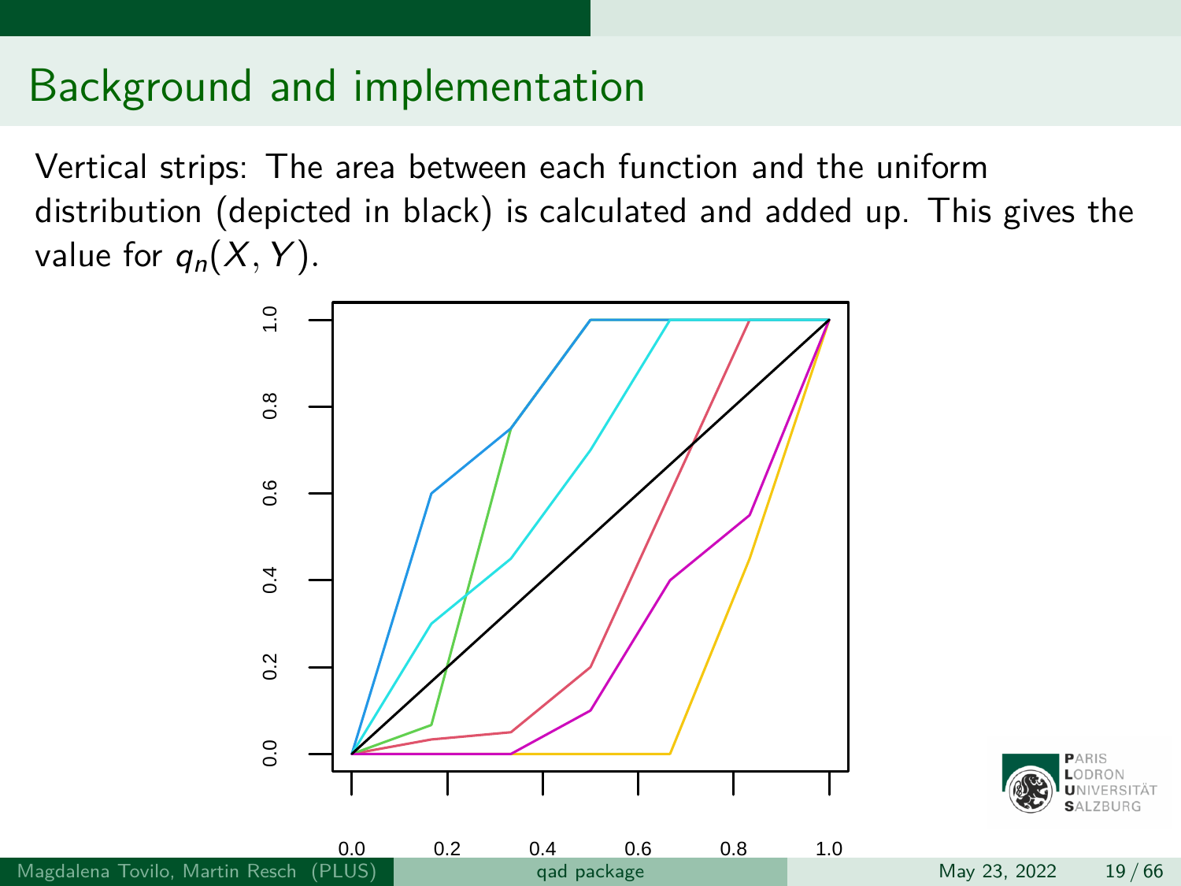# Background and implementation

Vertical strips: The area between each function and the uniform distribution (depicted in black) is calculated and added up. This gives the value for $q_n(X, Y)$.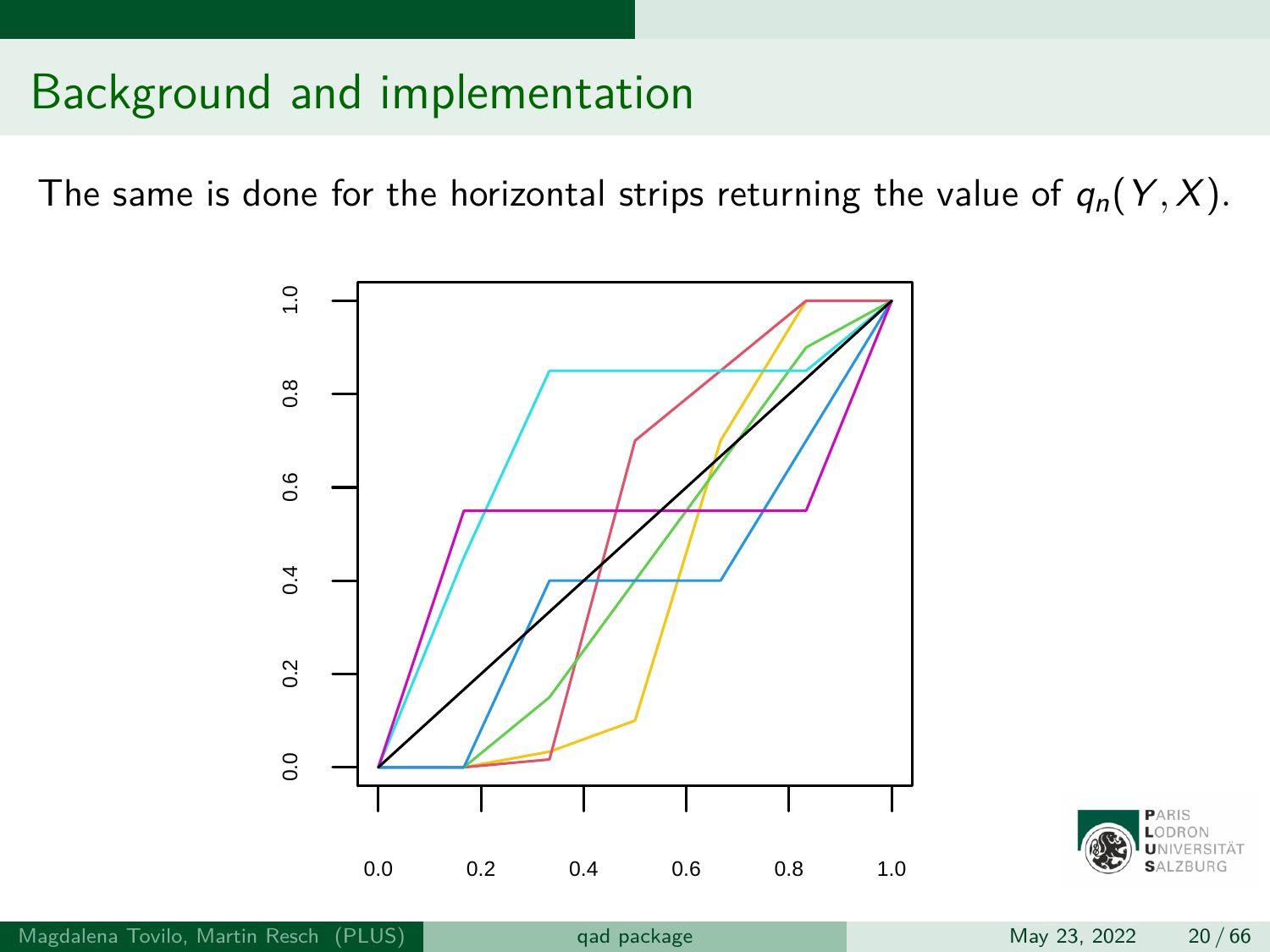# Background and implementation

The same is done for the horizontal strips returning the value of $q_n(Y, X)$.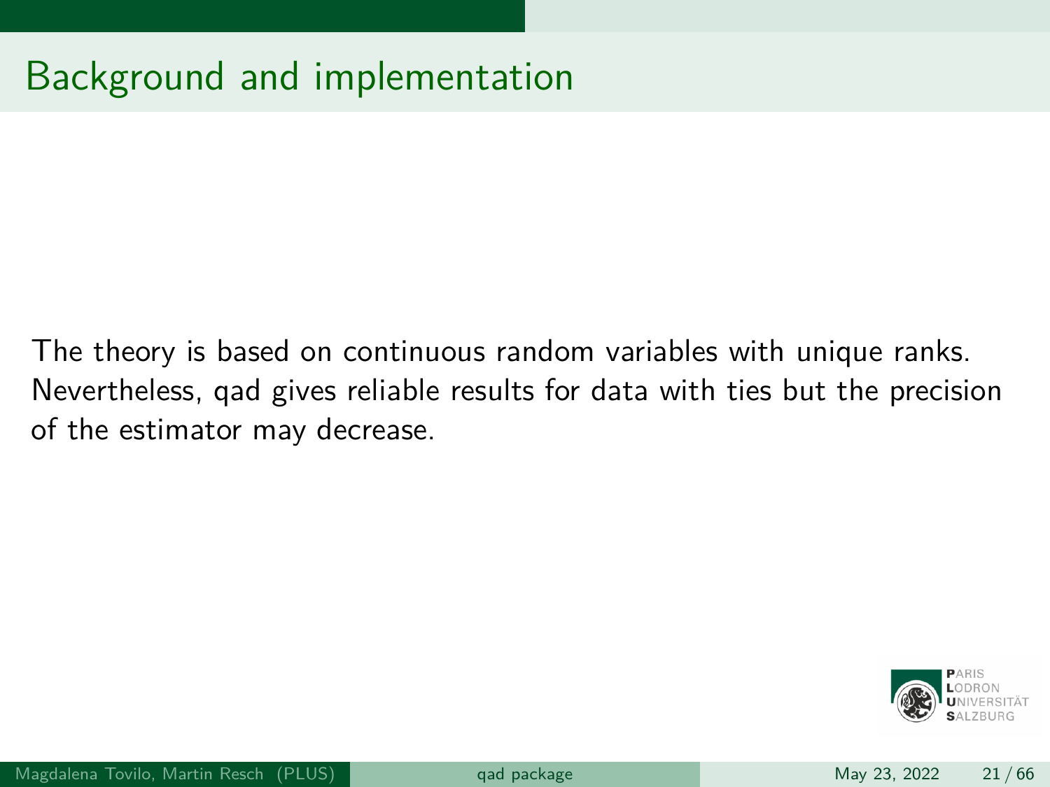# Background and implementation

The theory is based on continuous random variables with unique ranks. Nevertheless, qad gives reliable results for data with ties but the precision of the estimator may decrease.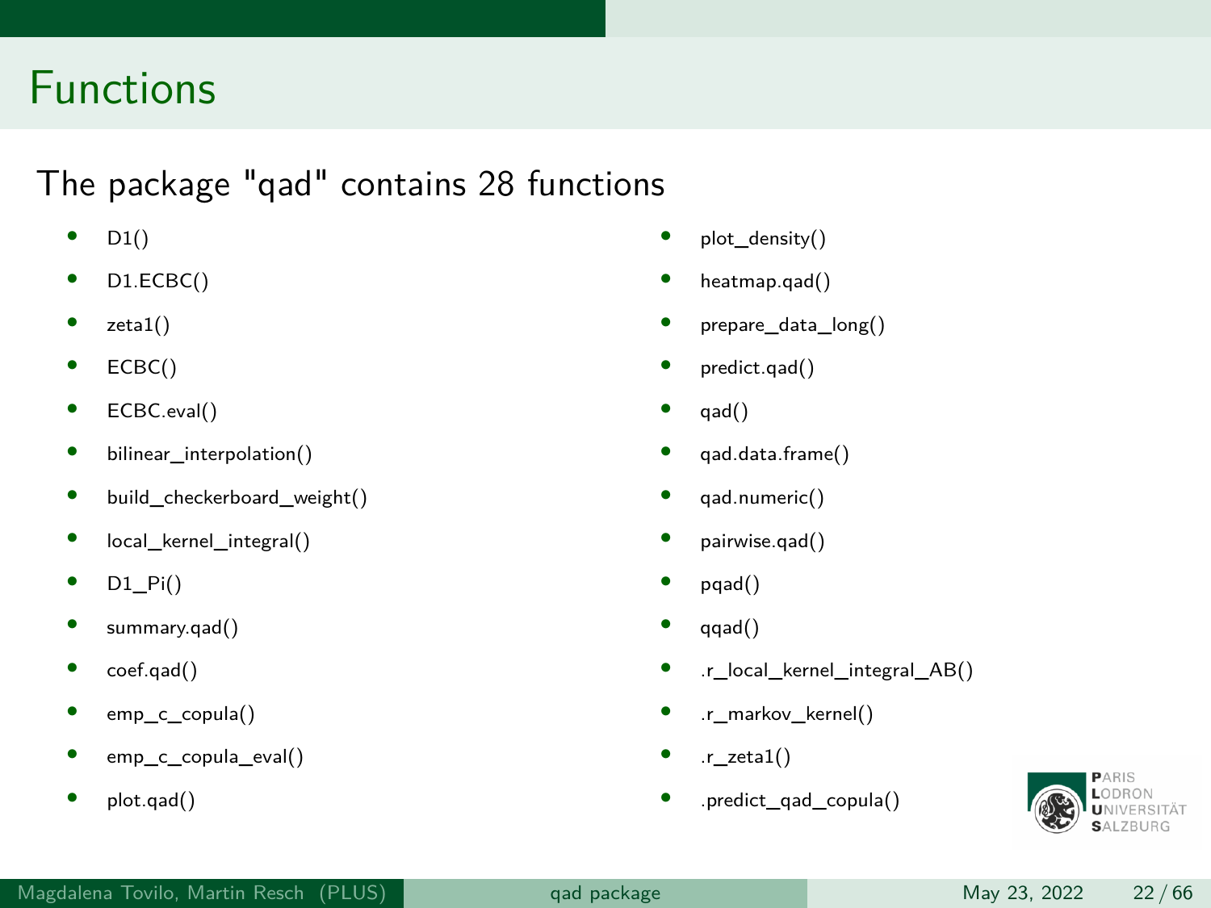# Functions

The package "qad" contains 28 functions

- D1()
- D1.ECBC()
- zeta1()
- ECBC()
- ECBC.eval()
- bilinear_interpolation()
- build_checkerboard_weight()
- local_kernel_integral()
- D1_Pi()
- summary.qad()
- coef.qad()
- emp_c_copula()
- emp_c_copula_eval()
- plot.qad()
- plot_density()
- heatmap.qad()
- prepare_data_long()
- predict.qad()
- qad()
- qad.data.frame()
- qad.numeric()
- pairwise.qad()
- pqad()
- qqad()
- .r_local_kernel_integral_AB()
- .r_markov_kernel()
- .r_zeta1()
- .predict_qad_copula()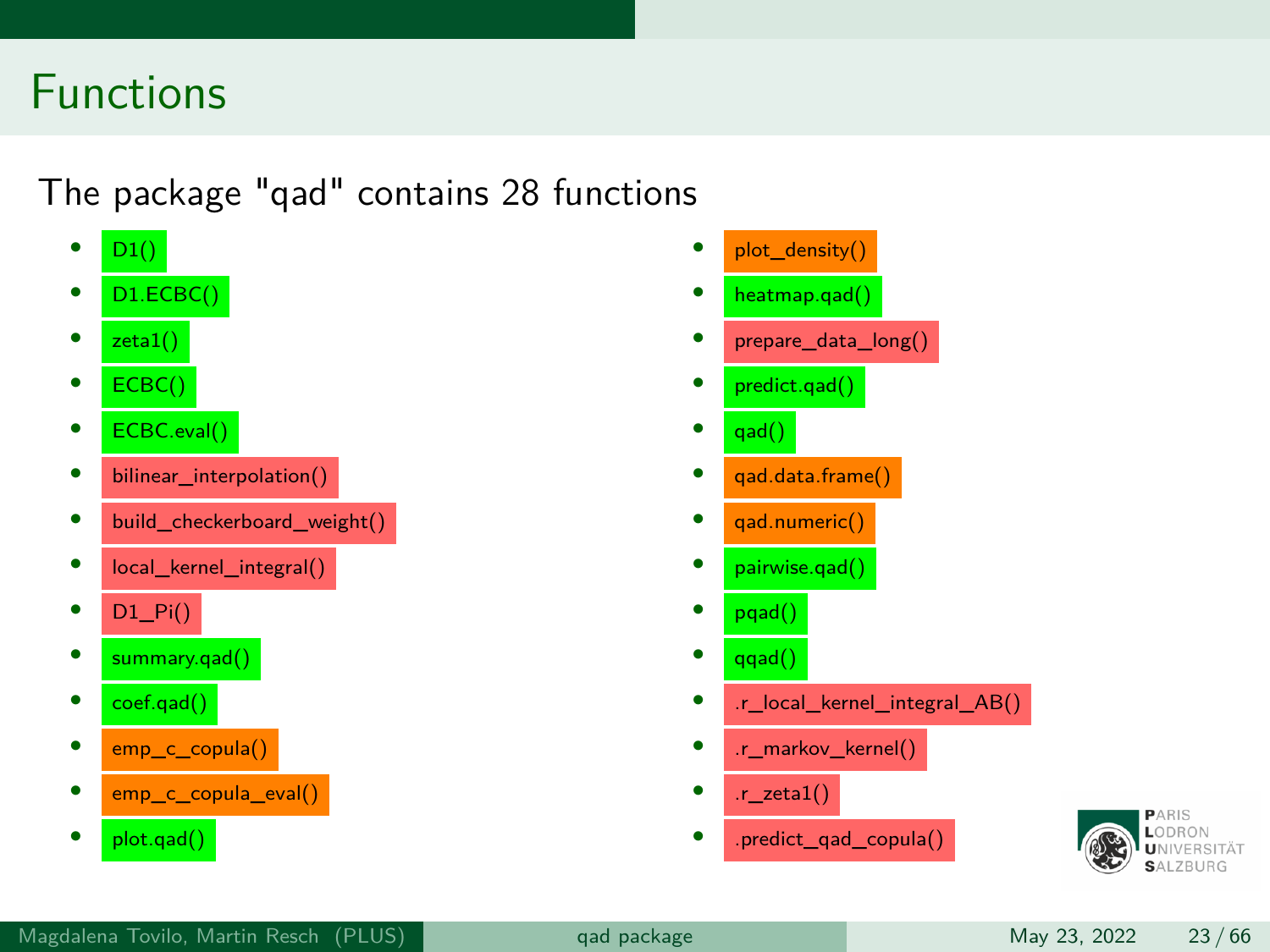# Functions

The package "qad" contains 28 functions

- D1()
- D1.ECBC()
- zeta1()
- ECBC()
- ECBC.eval()
- bilinear_interpolation()
- build_checkerboard_weight()
- local_kernel_integral()
- D1_Pi()
- summary.qad()
- coef.qad()
- emp_c_copula()
- emp_c_copula_eval()
- plot.qad()
- plot_density()
- heatmap.qad()
- prepare_data_long()
- predict.qad()
- qad()
- qad.data.frame()
- qad.numeric()
- pairwise.qad()
- pqad()
- qqad()
- .r_local_kernel_integral_AB()
- .r_markov_kernel()
- .r_zeta1()
- .predict_qad_copula()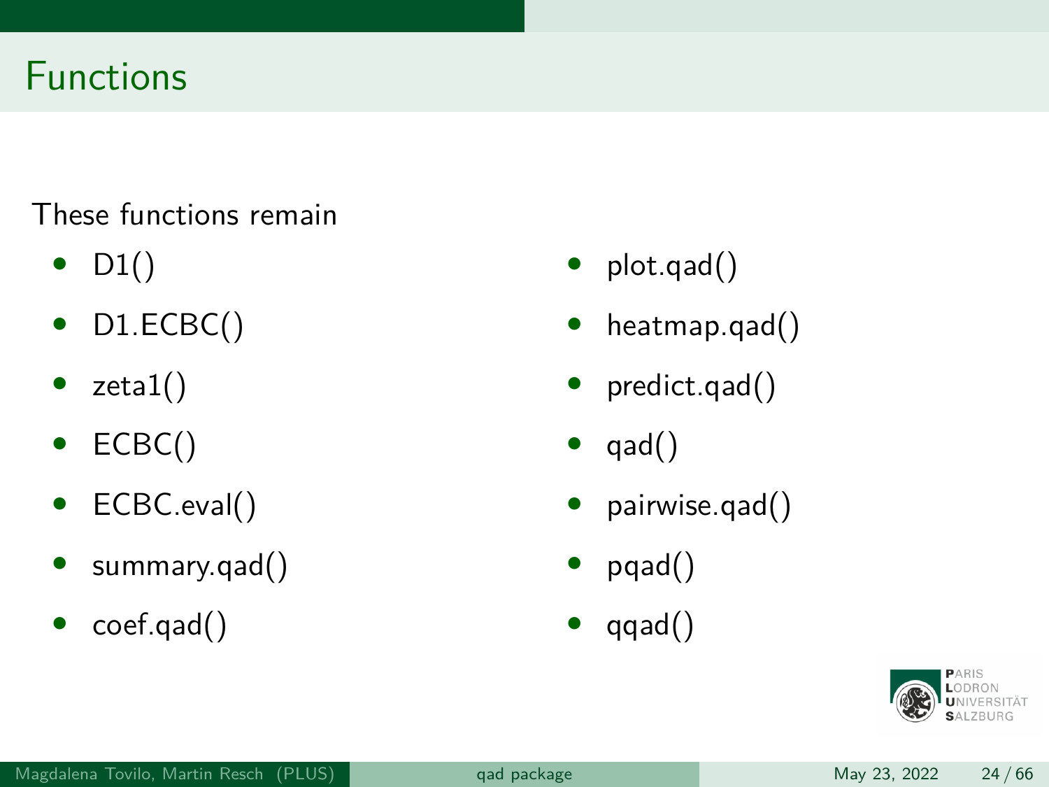# Functions

These functions remain

- D1()
- D1.ECBC()
- zeta1()
- ECBC()
- ECBC.eval()
- summary.qad()
- coef.qad()
- plot.qad()
- heatmap.qad()
- predict.qad()
- qad()
- pairwise.qad()
- pqad()
- qqad()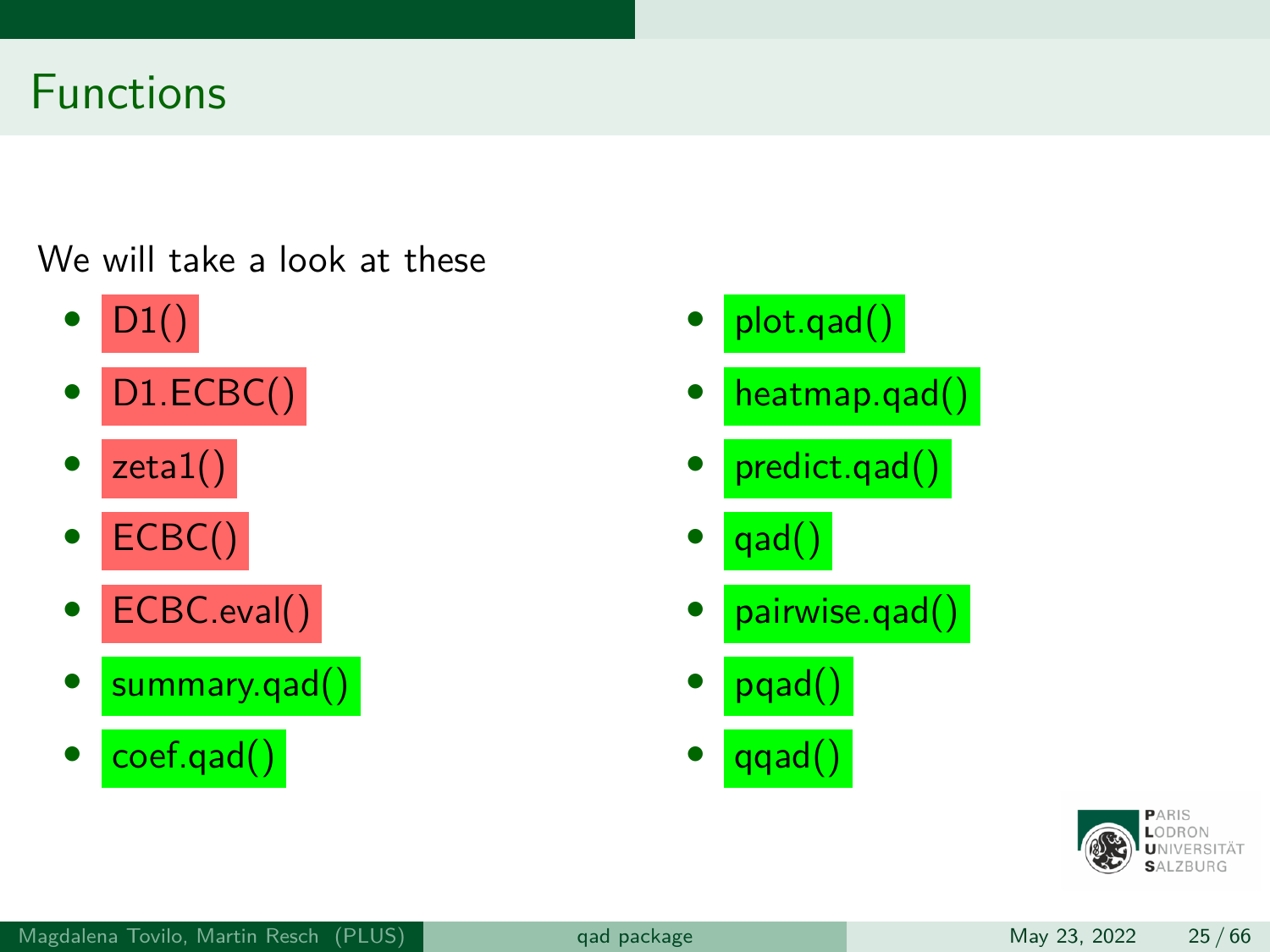# Functions

We will take a look at these

- D1()
- D1.ECBC()
- zeta1()
- ECBC()
- ECBC.eval()
- summary.qad()
- coef.qad()
- plot.qad()
- heatmap.qad()
- predict.qad()
- qad()
- pairwise.qad()
- pqad()
- qqad()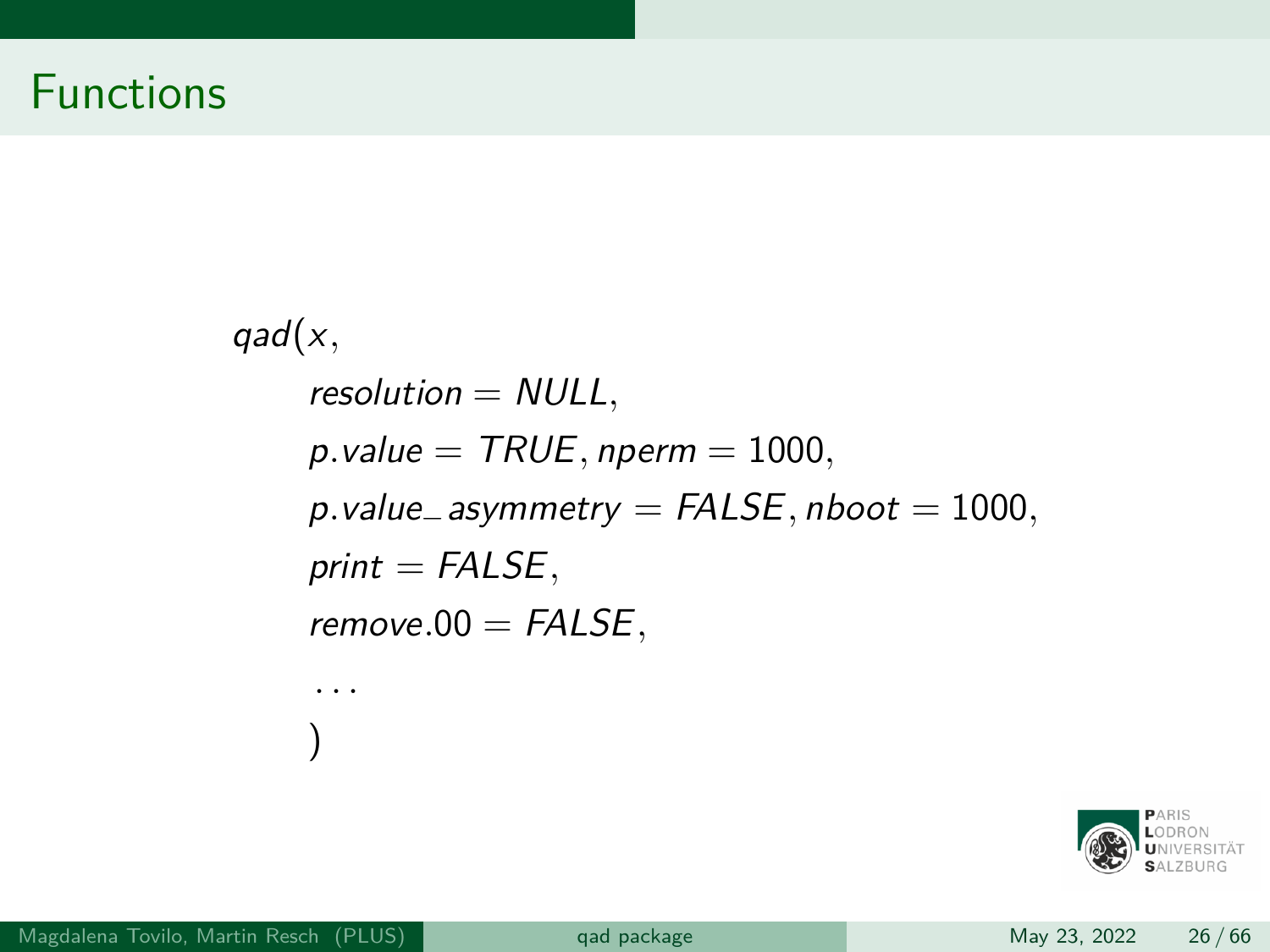# Functions

```
qad(x,
    resolution = NULL,
    p.value = TRUE, nperm = 1000,
    p.value_asymmetry = FALSE, nboot = 1000,
    print = FALSE,
    remove.00 = FALSE,
    ...
    )
```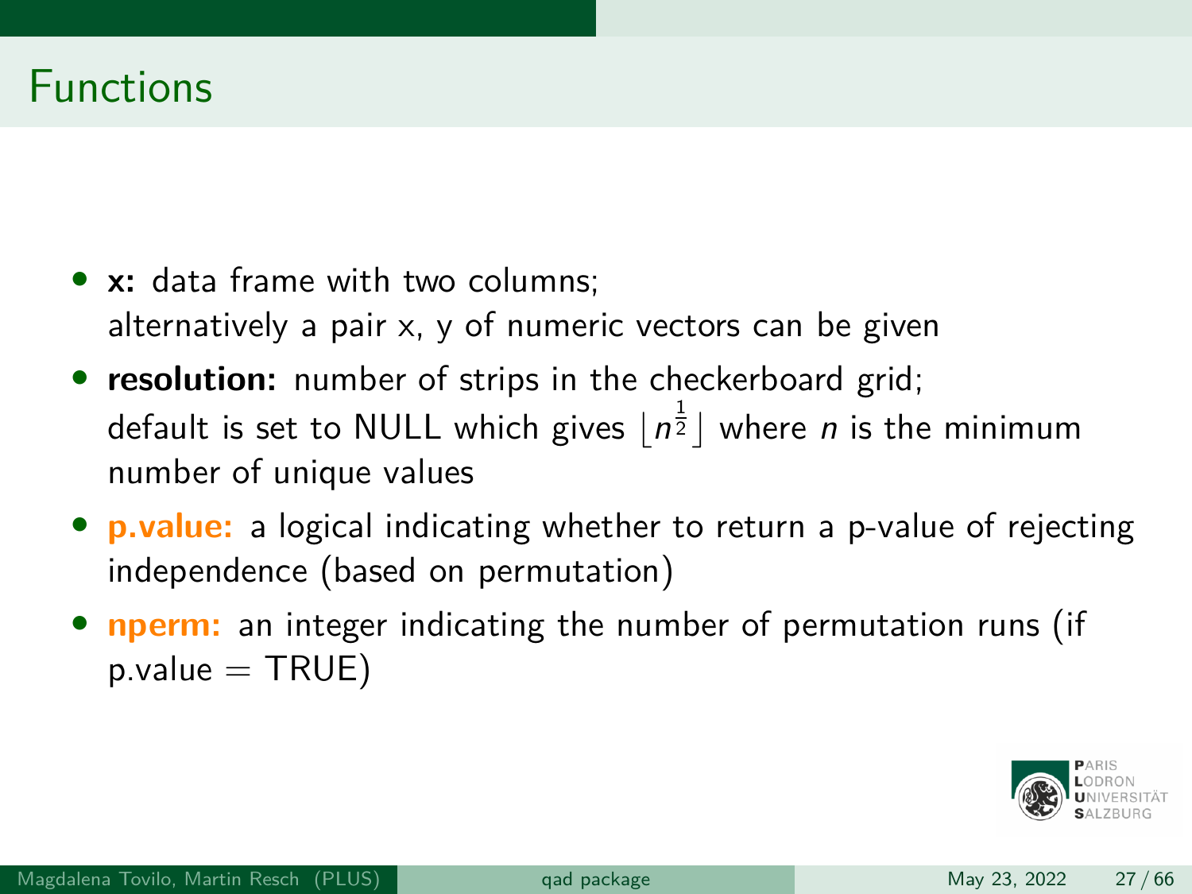# Functions

- **x:** data frame with two columns;
  alternatively a pair x, y of numeric vectors can be given
- **resolution:** number of strips in the checkerboard grid;
  default is set to NULL which gives $\lfloor n^{\frac{1}{2}} \rfloor$ where $n$ is the minimum number of unique values
- **p.value:** a logical indicating whether to return a p-value of rejecting independence (based on permutation)
- **nperm:** an integer indicating the number of permutation runs (if p.value = TRUE)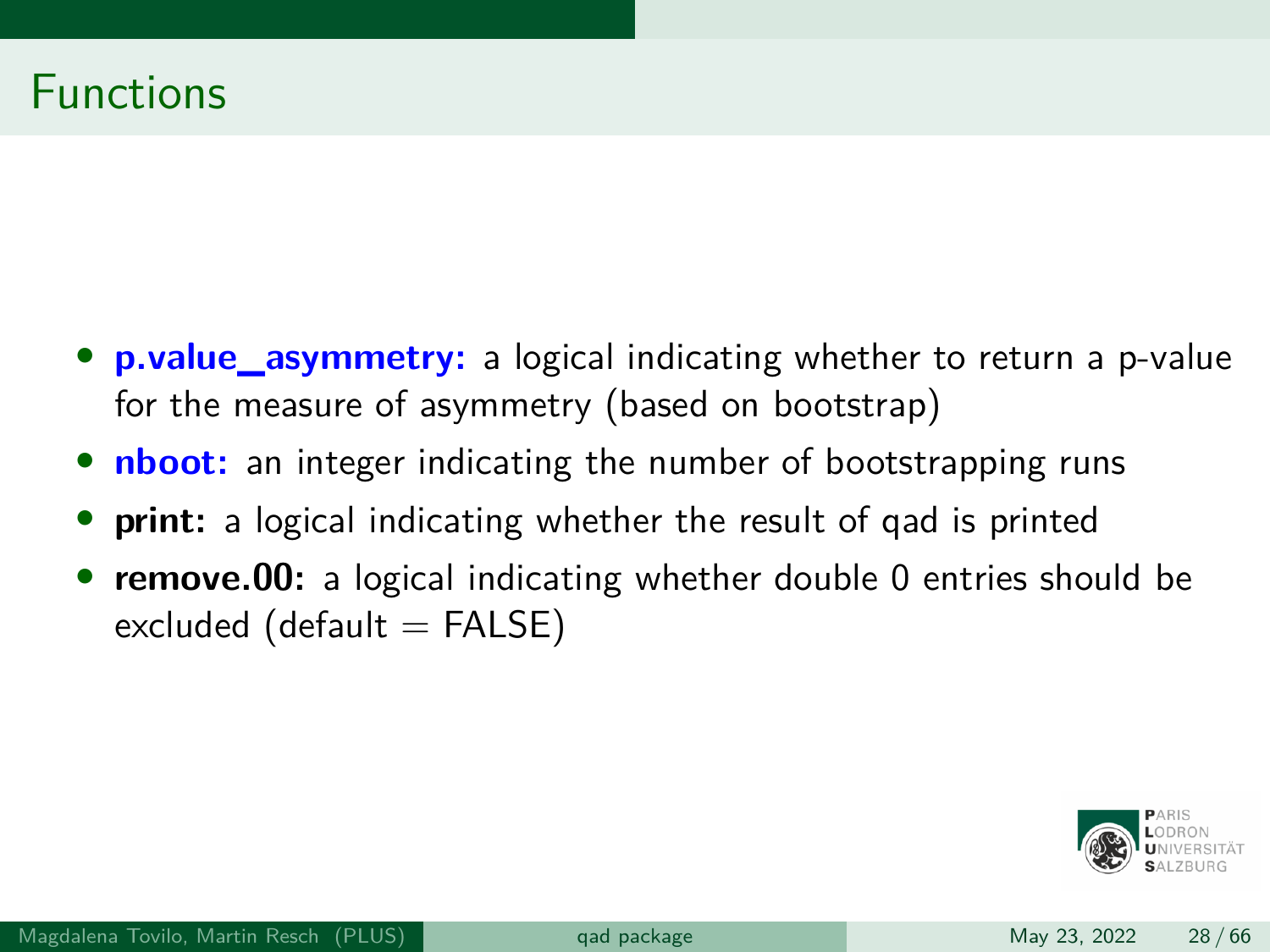# Functions

- **p.value_asymmetry:** a logical indicating whether to return a p-value for the measure of asymmetry (based on bootstrap)
- **nboot:** an integer indicating the number of bootstrapping runs
- **print:** a logical indicating whether the result of qad is printed
- **remove.00:** a logical indicating whether double 0 entries should be excluded (default = FALSE)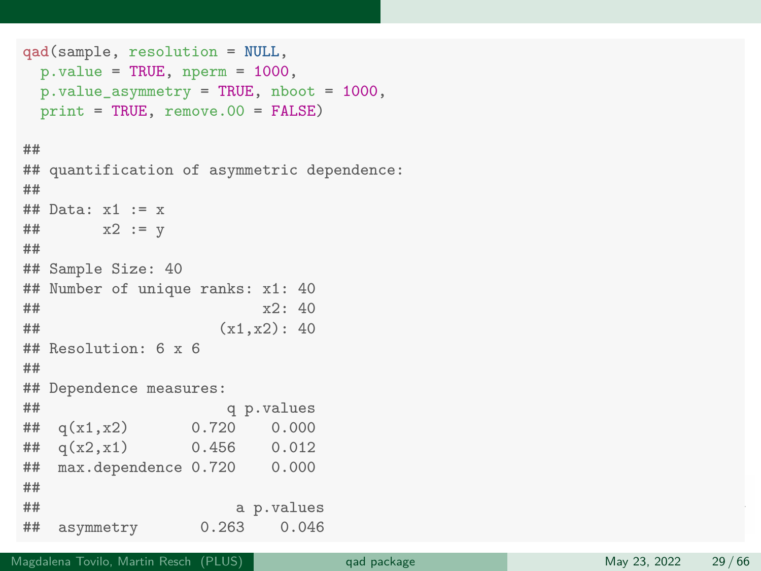```r
qad(sample, resolution = NULL,
  p.value = TRUE, nperm = 1000,
  p.value_asymmetry = TRUE, nboot = 1000,
  print = TRUE, remove.00 = FALSE)

##
## quantification of asymmetric dependence:
##
## Data: x1 := x
##       x2 := y
##
## Sample Size: 40
## Number of unique ranks: x1: 40
##                         x2: 40
##                    (x1,x2): 40
## Resolution: 6 x 6
##
## Dependence measures:
##                      q p.values
##  q(x1,x2)       0.720    0.000
##  q(x2,x1)       0.456    0.012
##  max.dependence 0.720    0.000
##
##                       a p.values
##  asymmetry       0.263    0.046
```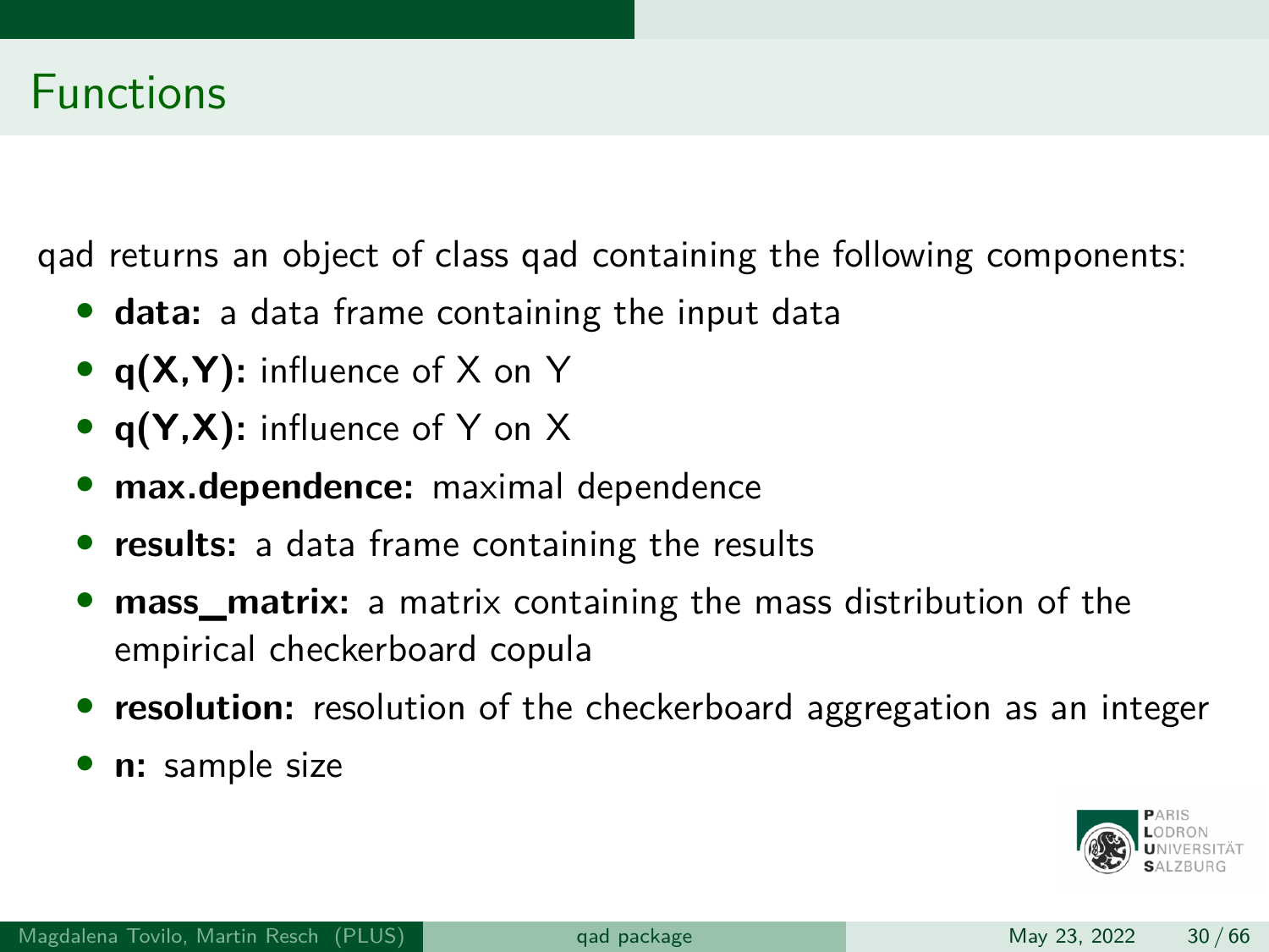# Functions

qad returns an object of class qad containing the following components:

- **data:** a data frame containing the input data
- **q(X,Y):** influence of X on Y
- **q(Y,X):** influence of Y on X
- **max.dependence:** maximal dependence
- **results:** a data frame containing the results
- **mass_matrix:** a matrix containing the mass distribution of the empirical checkerboard copula
- **resolution:** resolution of the checkerboard aggregation as an integer
- **n:** sample size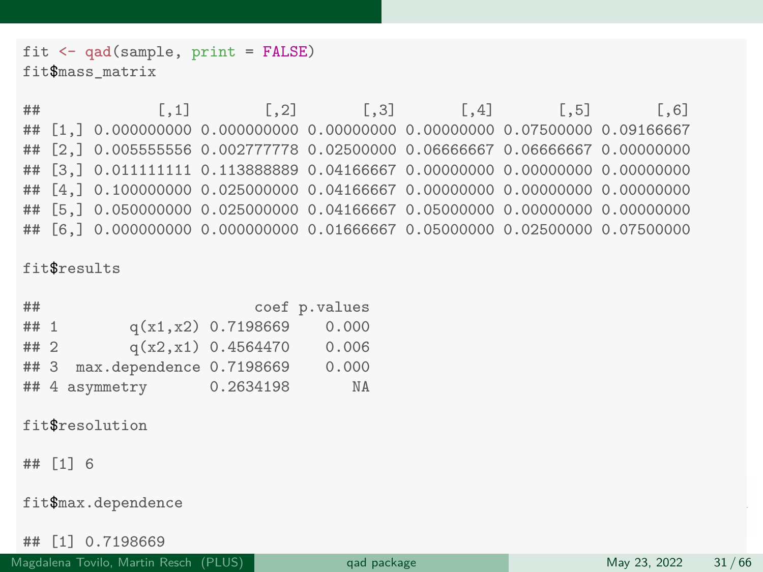```r
fit <- qad(sample, print = FALSE)
fit$mass_matrix
```

```
##             [,1]        [,2]       [,3]       [,4]       [,5]       [,6]
## [1,] 0.000000000 0.000000000 0.00000000 0.00000000 0.07500000 0.09166667
## [2,] 0.005555556 0.002777778 0.02500000 0.06666667 0.06666667 0.00000000
## [3,] 0.011111111 0.113888889 0.04166667 0.00000000 0.00000000 0.00000000
## [4,] 0.100000000 0.025000000 0.04166667 0.00000000 0.00000000 0.00000000
## [5,] 0.050000000 0.025000000 0.04166667 0.05000000 0.00000000 0.00000000
## [6,] 0.000000000 0.000000000 0.01666667 0.05000000 0.02500000 0.07500000
```

```r
fit$results
```

```
##                       coef p.values
## 1         q(x1,x2) 0.7198669    0.000
## 2         q(x2,x1) 0.4564470    0.006
## 3   max.dependence 0.7198669    0.000
## 4 asymmetry       0.2634198       NA
```

```r
fit$resolution
```

```
## [1] 6
```

```r
fit$max.dependence
```

```
## [1] 0.7198669
```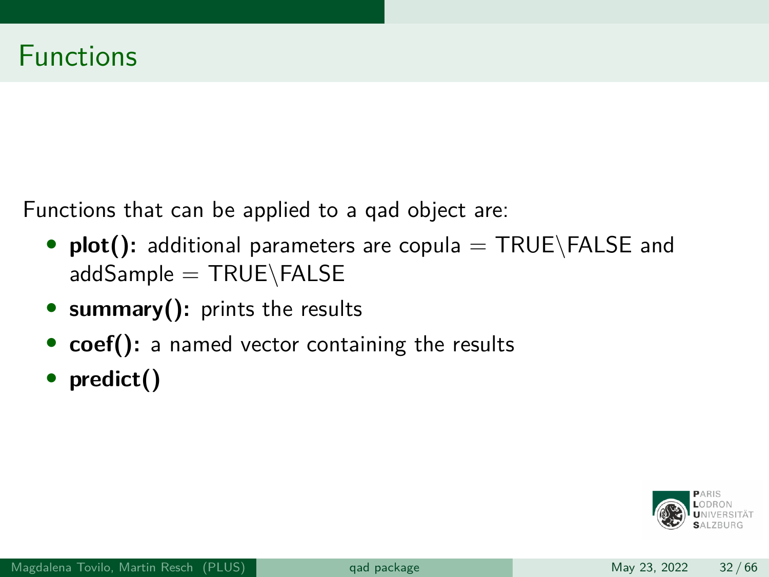# Functions

Functions that can be applied to a qad object are:

- **plot():** additional parameters are copula = TRUE\FALSE and addSample = TRUE\FALSE
- **summary():** prints the results
- **coef():** a named vector containing the results
- **predict()**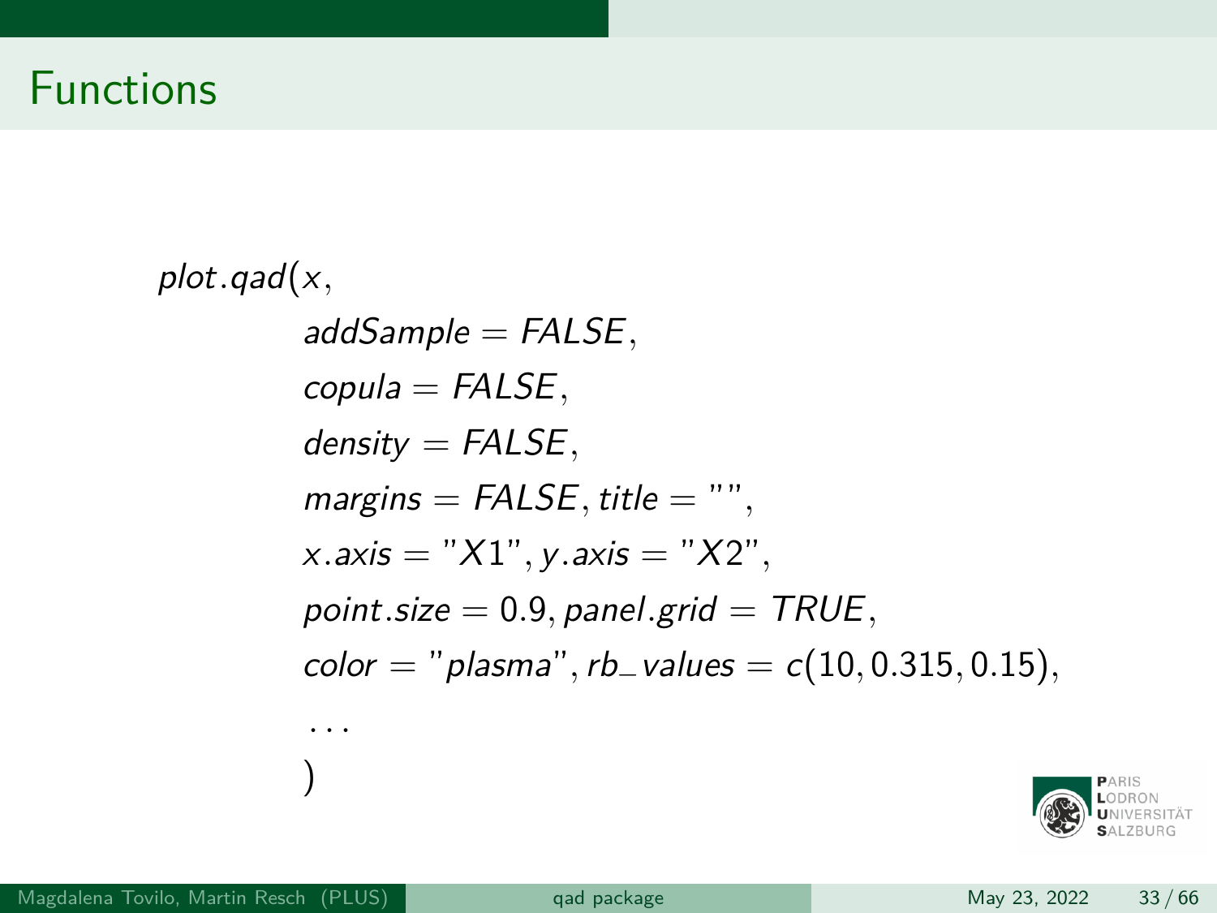# Functions

```
plot.qad(x,
         addSample = FALSE,
         copula = FALSE,
         density = FALSE,
         margins = FALSE, title = "",
         x.axis = "X1", y.axis = "X2",
         point.size = 0.9, panel.grid = TRUE,
         color = "plasma", rb_values = c(10, 0.315, 0.15),
         ...
         )
```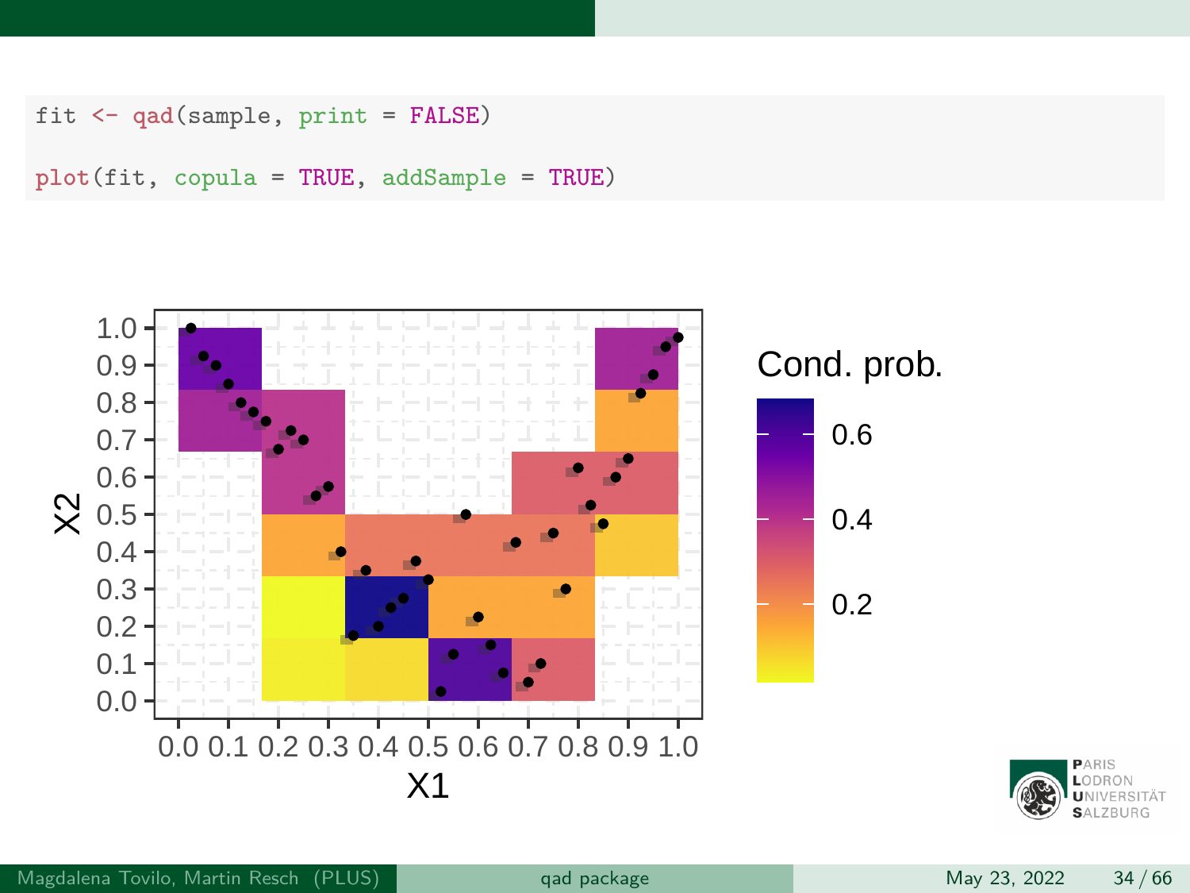```r
fit <- qad(sample, print = FALSE)

plot(fit, copula = TRUE, addSample = TRUE)
```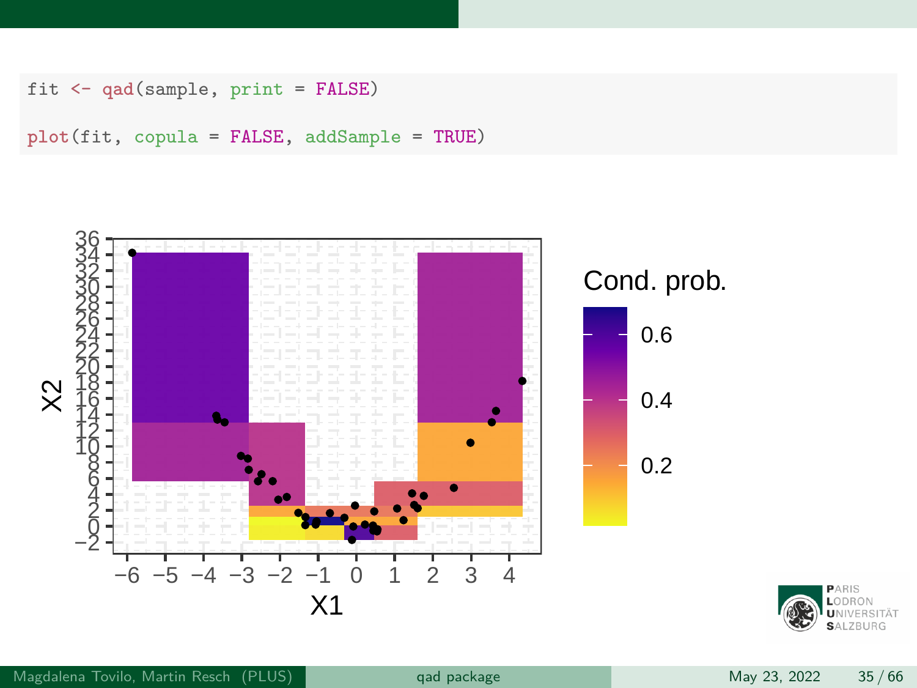```r
fit <- qad(sample, print = FALSE)

plot(fit, copula = FALSE, addSample = TRUE)
```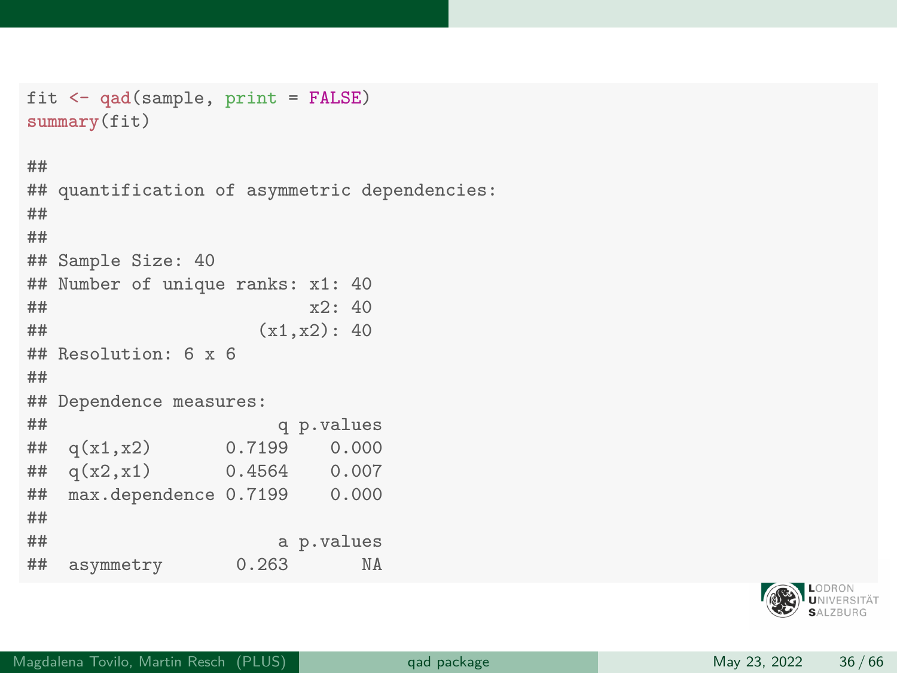```r
fit <- qad(sample, print = FALSE)
summary(fit)

##
## quantification of asymmetric dependencies:
##
##
## Sample Size: 40
## Number of unique ranks: x1: 40
##                         x2: 40
##                    (x1,x2): 40
## Resolution: 6 x 6
##
## Dependence measures:
##                     q p.values
##  q(x1,x2)       0.7199    0.000
##  q(x2,x1)       0.4564    0.007
##  max.dependence 0.7199    0.000
##
##                     a p.values
##  asymmetry       0.263       NA
```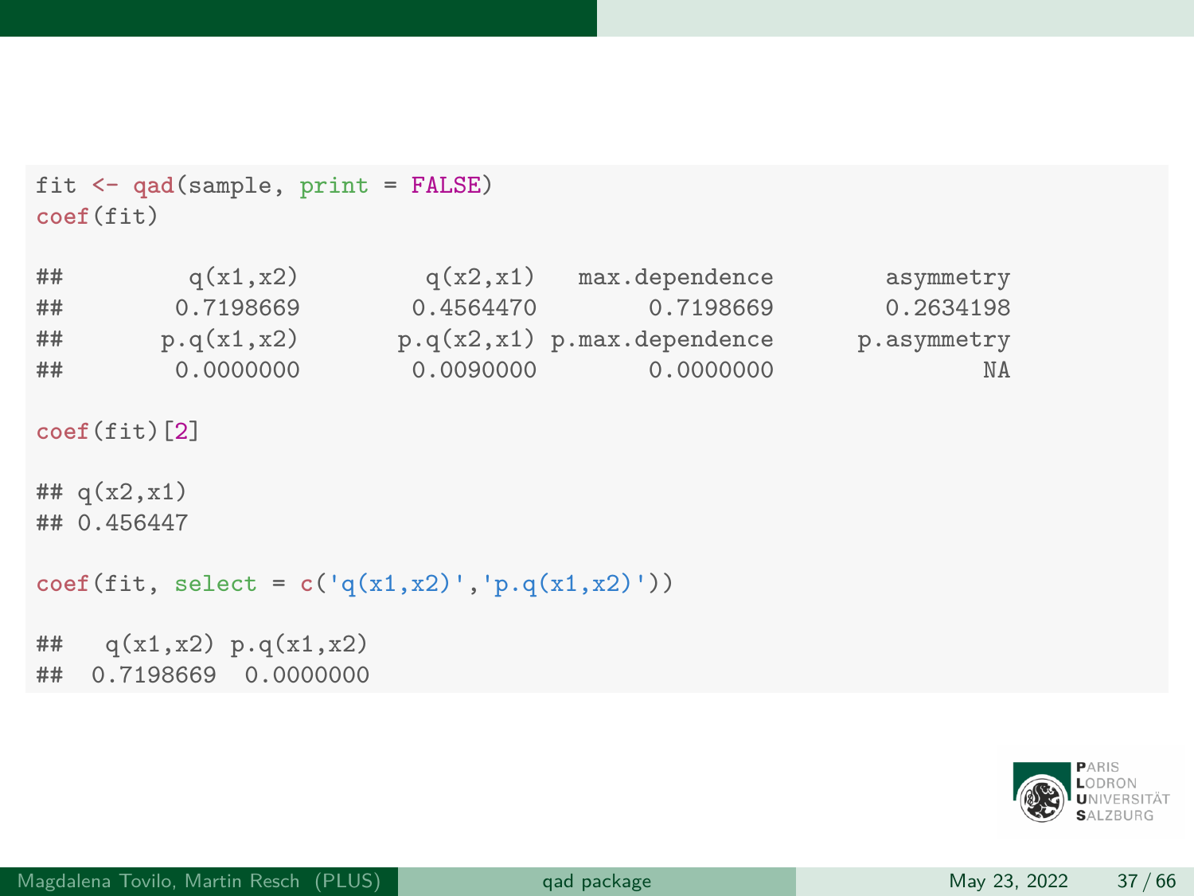```r
fit <- qad(sample, print = FALSE)
coef(fit)

##        q(x1,x2)        q(x2,x1)  max.dependence        asymmetry
##       0.7198669       0.4564470       0.7198669        0.2634198
##      p.q(x1,x2)      p.q(x2,x1) p.max.dependence     p.asymmetry
##       0.0000000       0.0090000       0.0000000               NA

coef(fit)[2]

## q(x2,x1)
## 0.456447

coef(fit, select = c('q(x1,x2)','p.q(x1,x2)'))

##   q(x1,x2) p.q(x1,x2)
##  0.7198669  0.0000000
```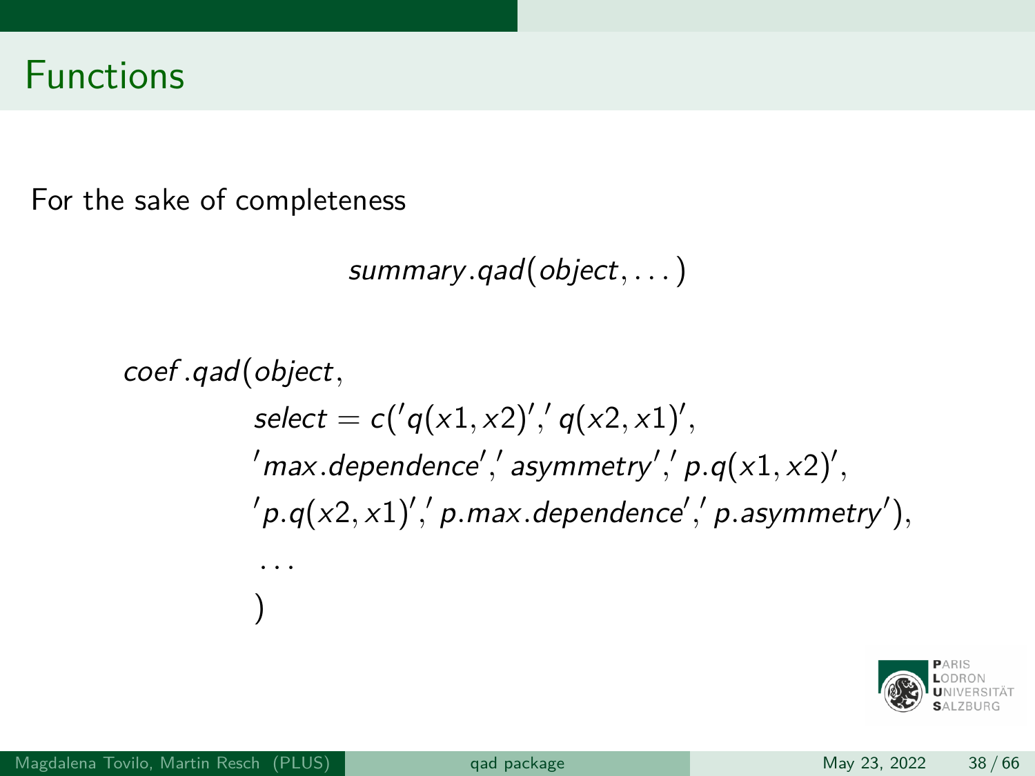# Functions

For the sake of completeness

$$summary.qad(object, \dots)$$

$$
\begin{aligned}
coef.qad(object,&\\
& select = c('q(x1,x2)','q(x2,x1)',\\
& 'max.dependence','asymmetry','p.q(x1,x2)',\\
& 'p.q(x2,x1)','p.max.dependence','p.asymmetry'),\\
& \dots\\
& )
\end{aligned}
$$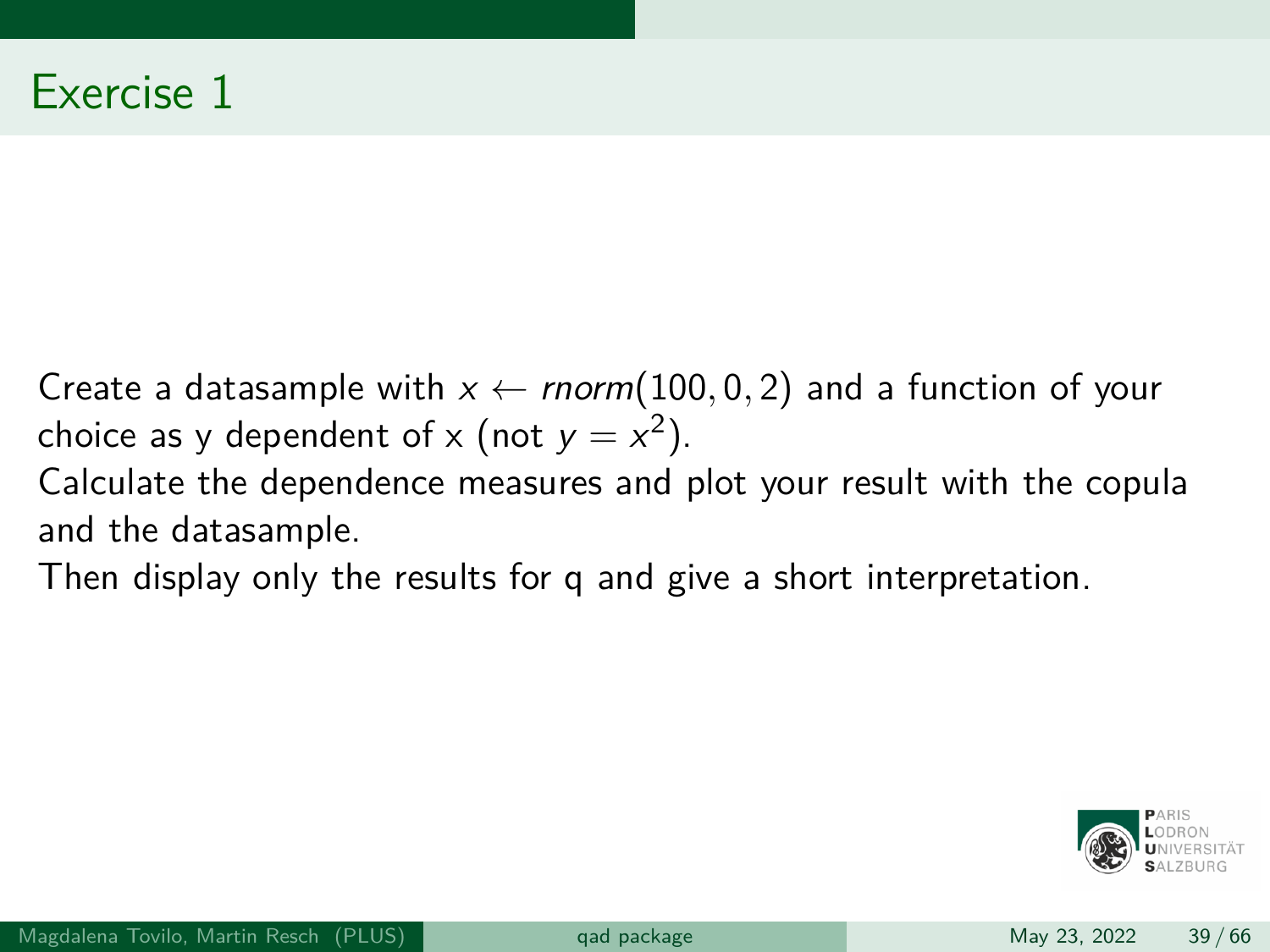# Exercise 1

Create a datasample with $x \leftarrow rnorm(100, 0, 2)$ and a function of your choice as y dependent of x (not $y = x^2$).
Calculate the dependence measures and plot your result with the copula and the datasample.
Then display only the results for q and give a short interpretation.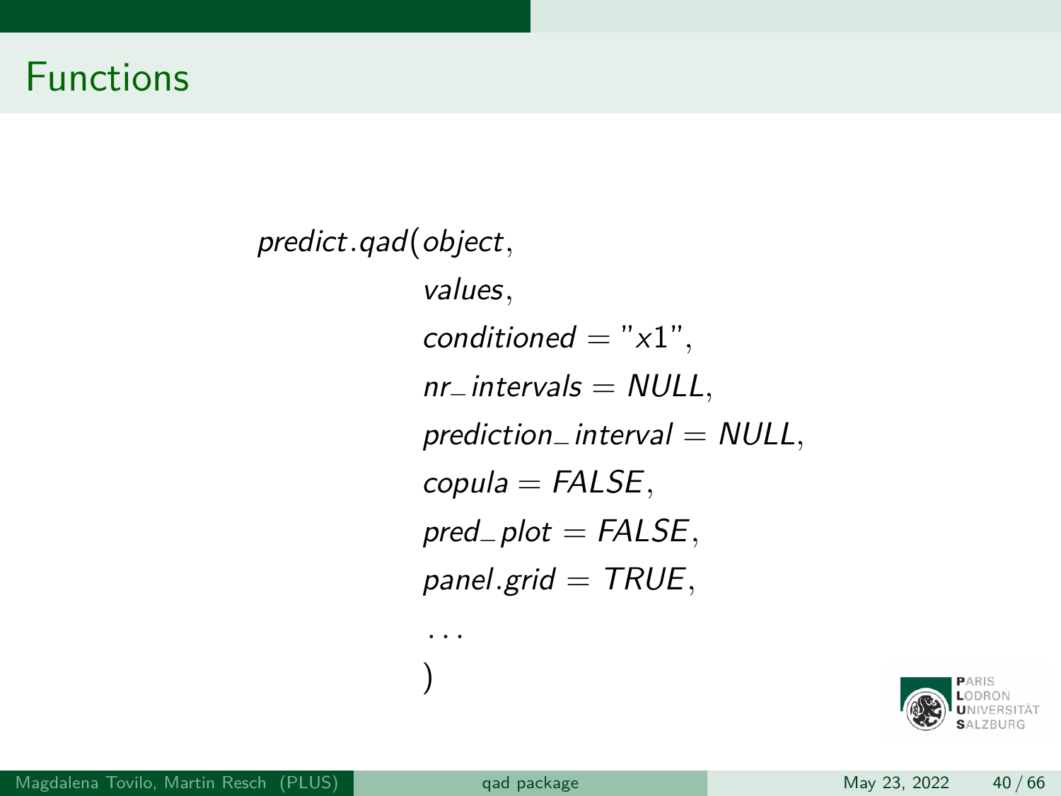# Functions

```
predict.qad(object,
            values,
            conditioned = "x1",
            nr_intervals = NULL,
            prediction_interval = NULL,
            copula = FALSE,
            pred_plot = FALSE,
            panel.grid = TRUE,
            ...
            )
```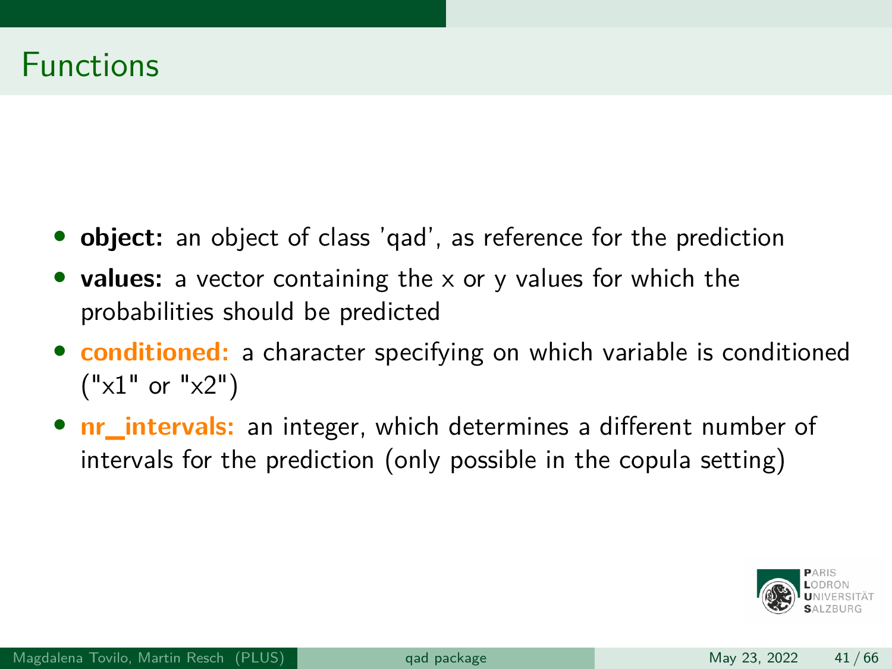# Functions

- **object:** an object of class 'qad', as reference for the prediction
- **values:** a vector containing the x or y values for which the probabilities should be predicted
- **conditioned:** a character specifying on which variable is conditioned ("x1" or "x2")
- **nr_intervals:** an integer, which determines a different number of intervals for the prediction (only possible in the copula setting)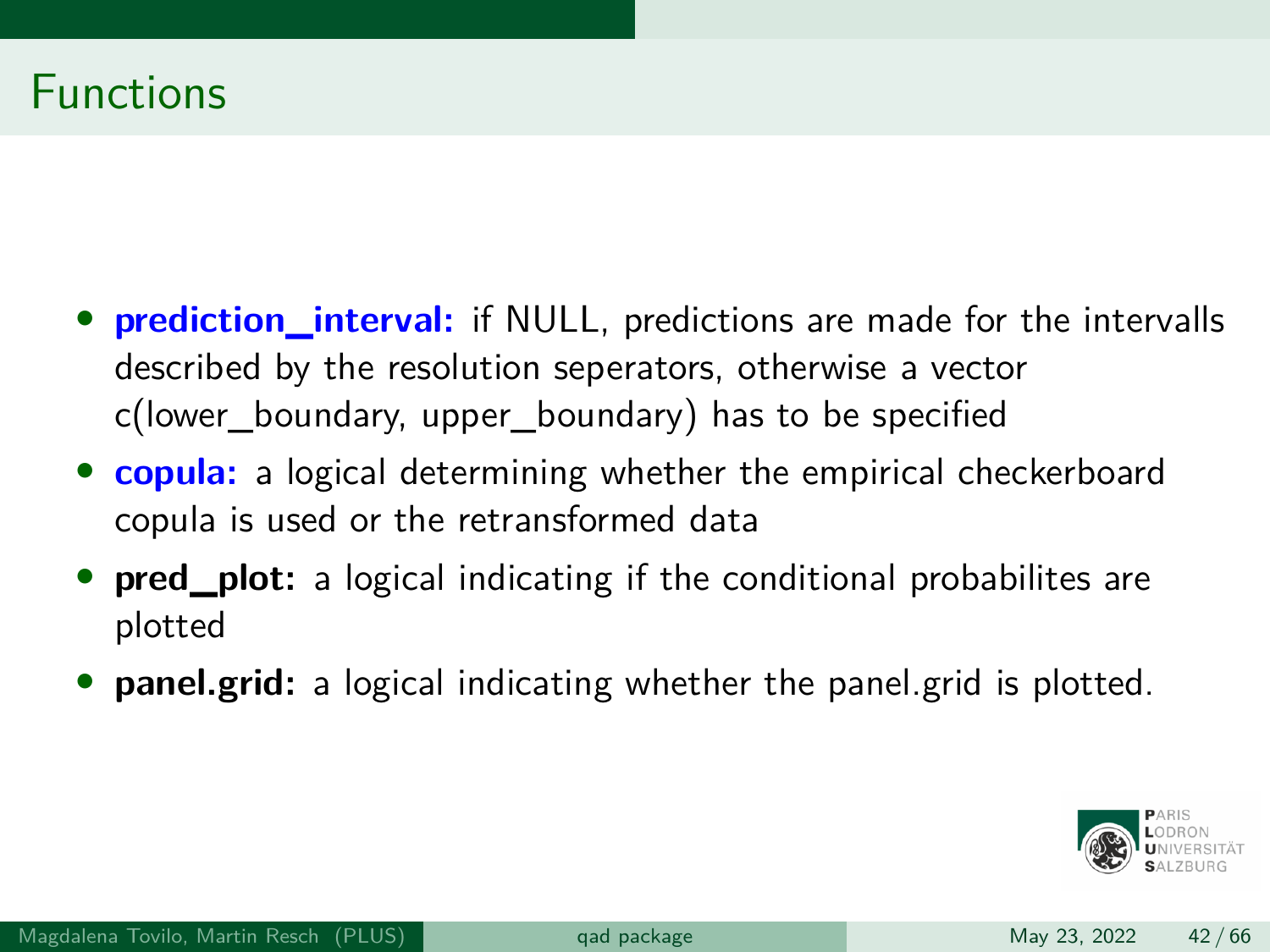# Functions

- **prediction_interval:** if NULL, predictions are made for the intervalls described by the resolution seperators, otherwise a vector c(lower_boundary, upper_boundary) has to be specified
- **copula:** a logical determining whether the empirical checkerboard copula is used or the retransformed data
- **pred_plot:** a logical indicating if the conditional probabilites are plotted
- **panel.grid:** a logical indicating whether the panel.grid is plotted.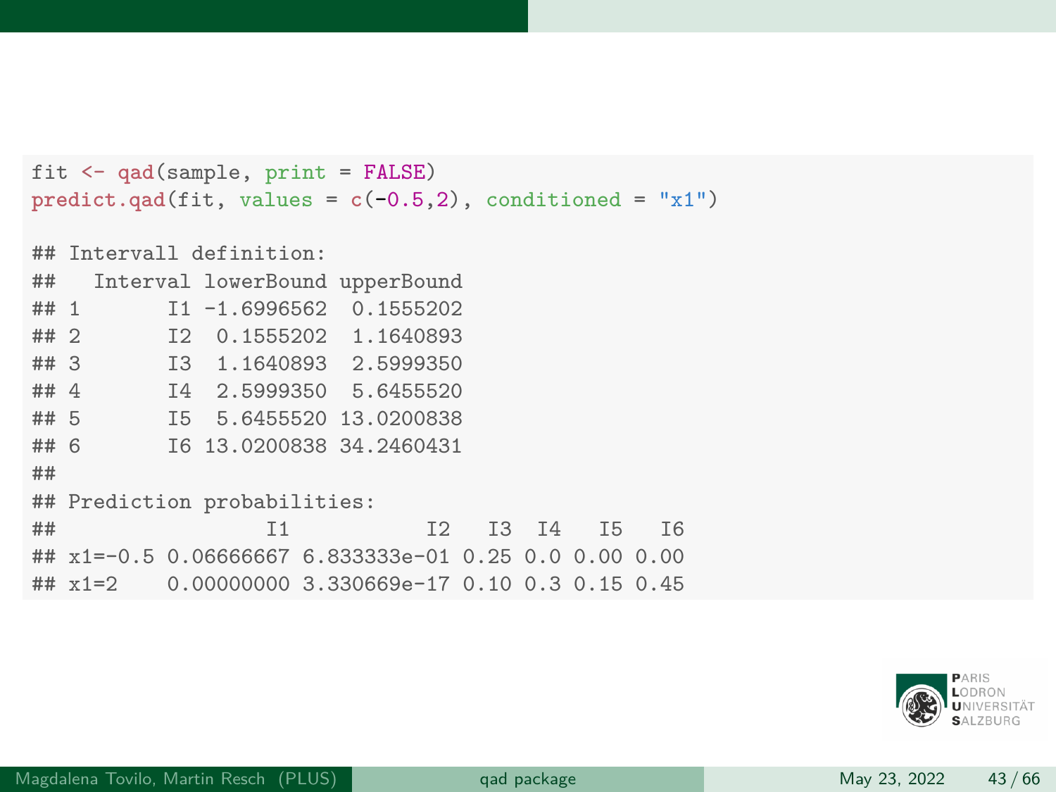```r
fit <- qad(sample, print = FALSE)
predict.qad(fit, values = c(-0.5,2), conditioned = "x1")

## Intervall definition:
##   Interval lowerBound upperBound
## 1       I1 -1.6996562  0.1555202
## 2       I2  0.1555202  1.1640893
## 3       I3  1.1640893  2.5999350
## 4       I4  2.5999350  5.6455520
## 5       I5  5.6455520 13.0200838
## 6       I6 13.0200838 34.2460431
##
## Prediction probabilities:
##                  I1           I2   I3  I4   I5   I6
## x1=-0.5 0.06666667 6.833333e-01 0.25 0.0 0.00 0.00
## x1=2    0.00000000 3.330669e-17 0.10 0.3 0.15 0.45
```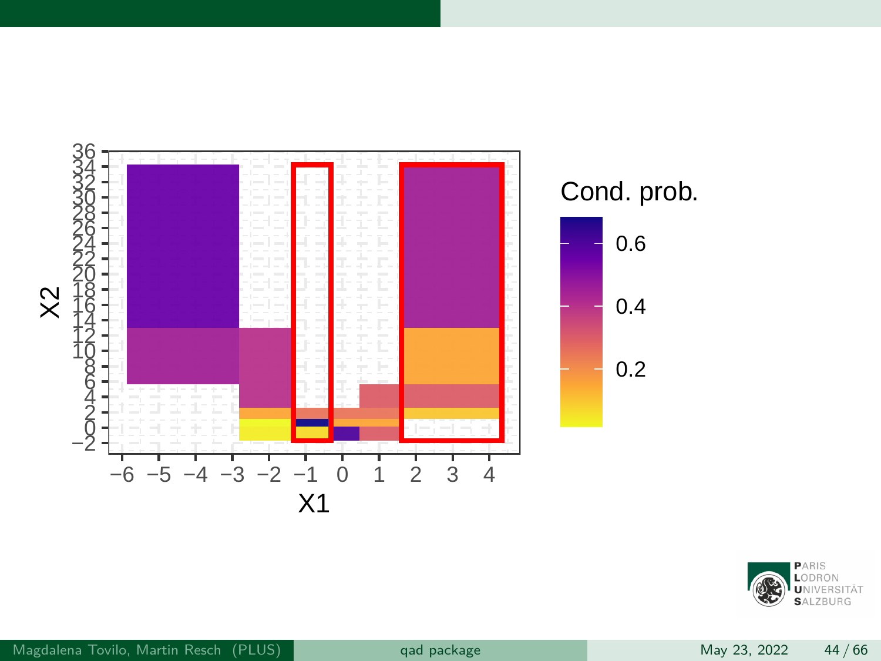Cond. prob.

0.6

0.4

0.2

X2

X1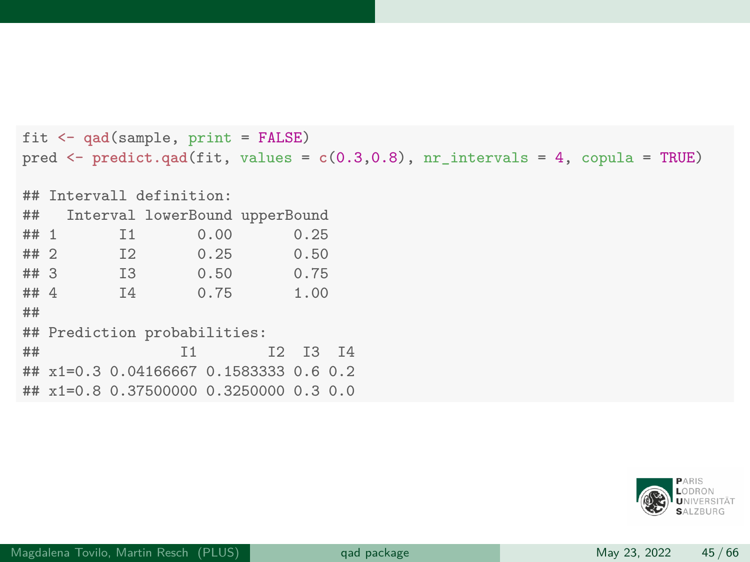```r
fit <- qad(sample, print = FALSE)
pred <- predict.qad(fit, values = c(0.3,0.8), nr_intervals = 4, copula = TRUE)

## Intervall definition:
##   Interval lowerBound upperBound
## 1       I1       0.00       0.25
## 2       I2       0.25       0.50
## 3       I3       0.50       0.75
## 4       I4       0.75       1.00
##
## Prediction probabilities:
##                I1        I2  I3  I4
## x1=0.3 0.04166667 0.1583333 0.6 0.2
## x1=0.8 0.37500000 0.3250000 0.3 0.0
```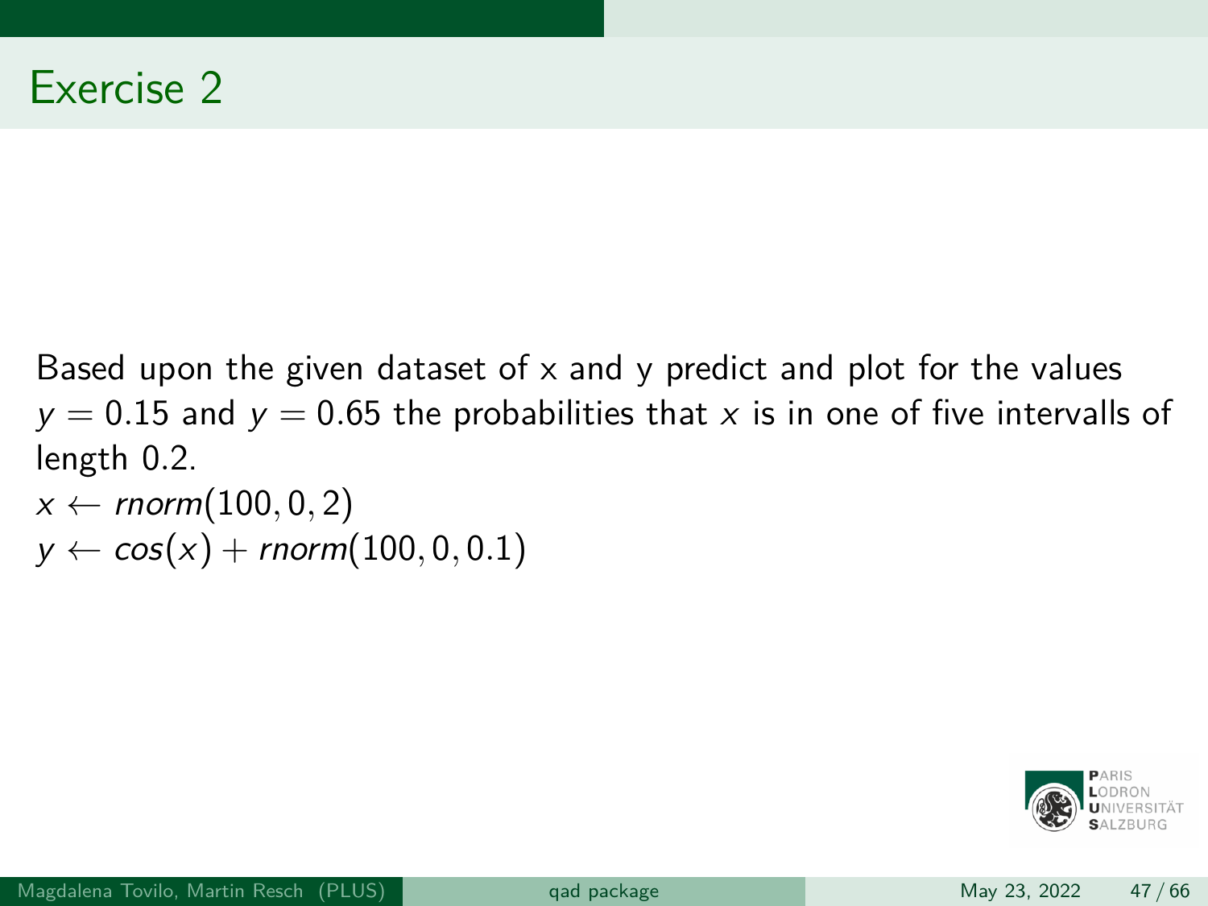# Exercise 2

Based upon the given dataset of x and y predict and plot for the values $y = 0.15$ and $y = 0.65$ the probabilities that $x$ is in one of five intervalls of length 0.2.

$x \leftarrow rnorm(100, 0, 2)$

$y \leftarrow cos(x) + rnorm(100, 0, 0.1)$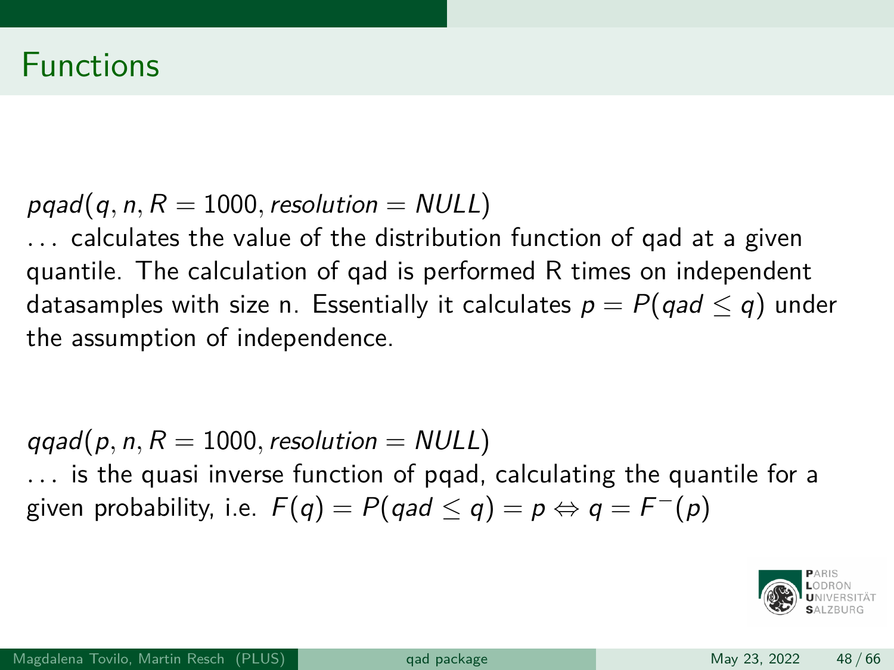# Functions

$pqad(q, n, R = 1000, resolution = NULL)$

... calculates the value of the distribution function of qad at a given quantile. The calculation of qad is performed R times on independent datasamples with size n. Essentially it calculates $p = P(qad \leq q)$ under the assumption of independence.

$qqad(p, n, R = 1000, resolution = NULL)$

... is the quasi inverse function of pqad, calculating the quantile for a given probability, i.e. $F(q) = P(qad \leq q) = p \Leftrightarrow q = F^{-}(p)$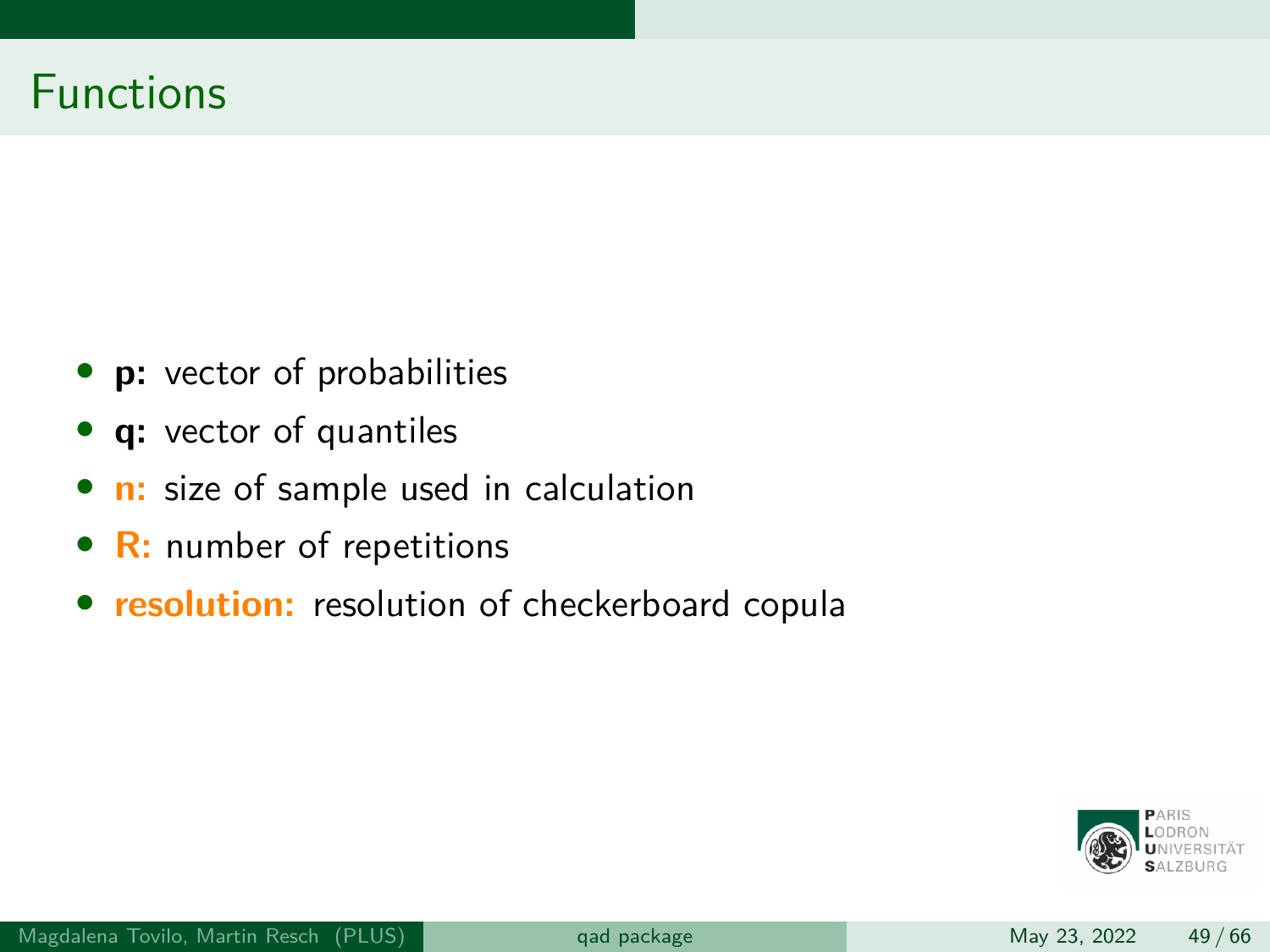# Functions

- **p:** vector of probabilities
- **q:** vector of quantiles
- **n:** size of sample used in calculation
- **R:** number of repetitions
- **resolution:** resolution of checkerboard copula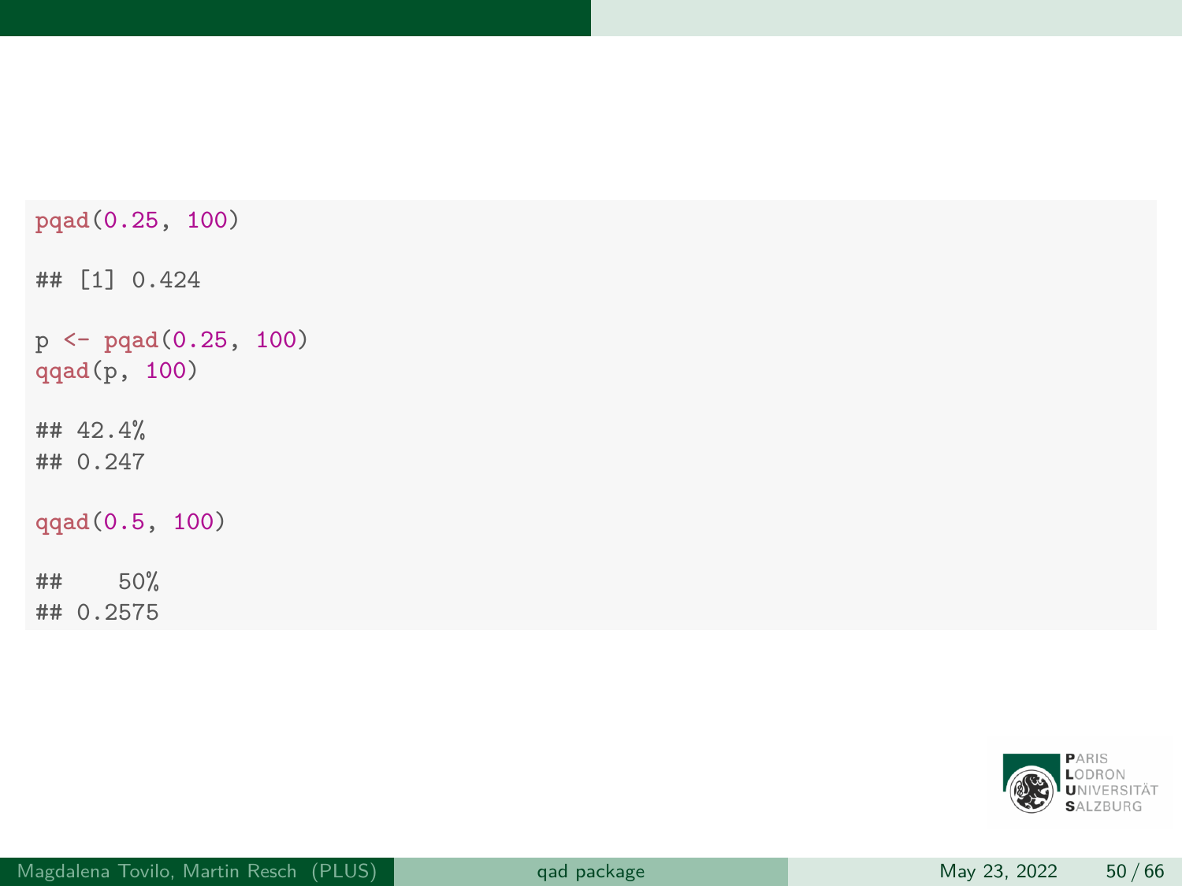```r
pqad(0.25, 100)

## [1] 0.424

p <- pqad(0.25, 100)
qqad(p, 100)

## 42.4%
## 0.247

qqad(0.5, 100)

##    50%
## 0.2575
```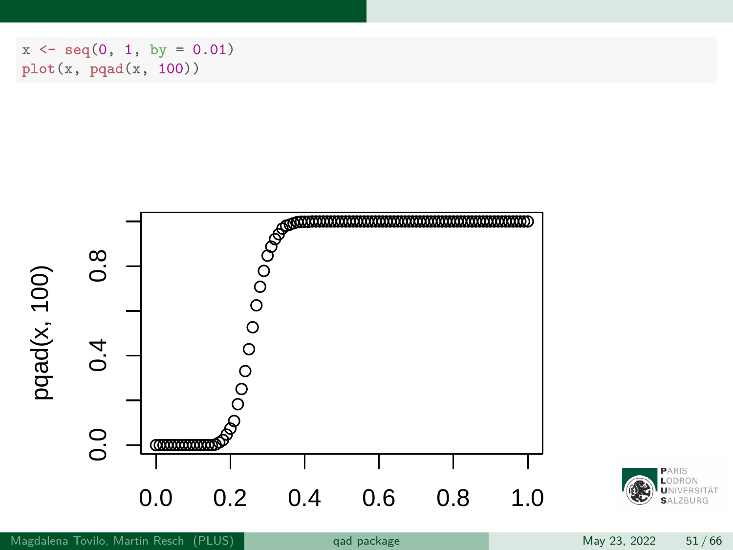```r
x <- seq(0, 1, by = 0.01)
plot(x, pqad(x, 100))
```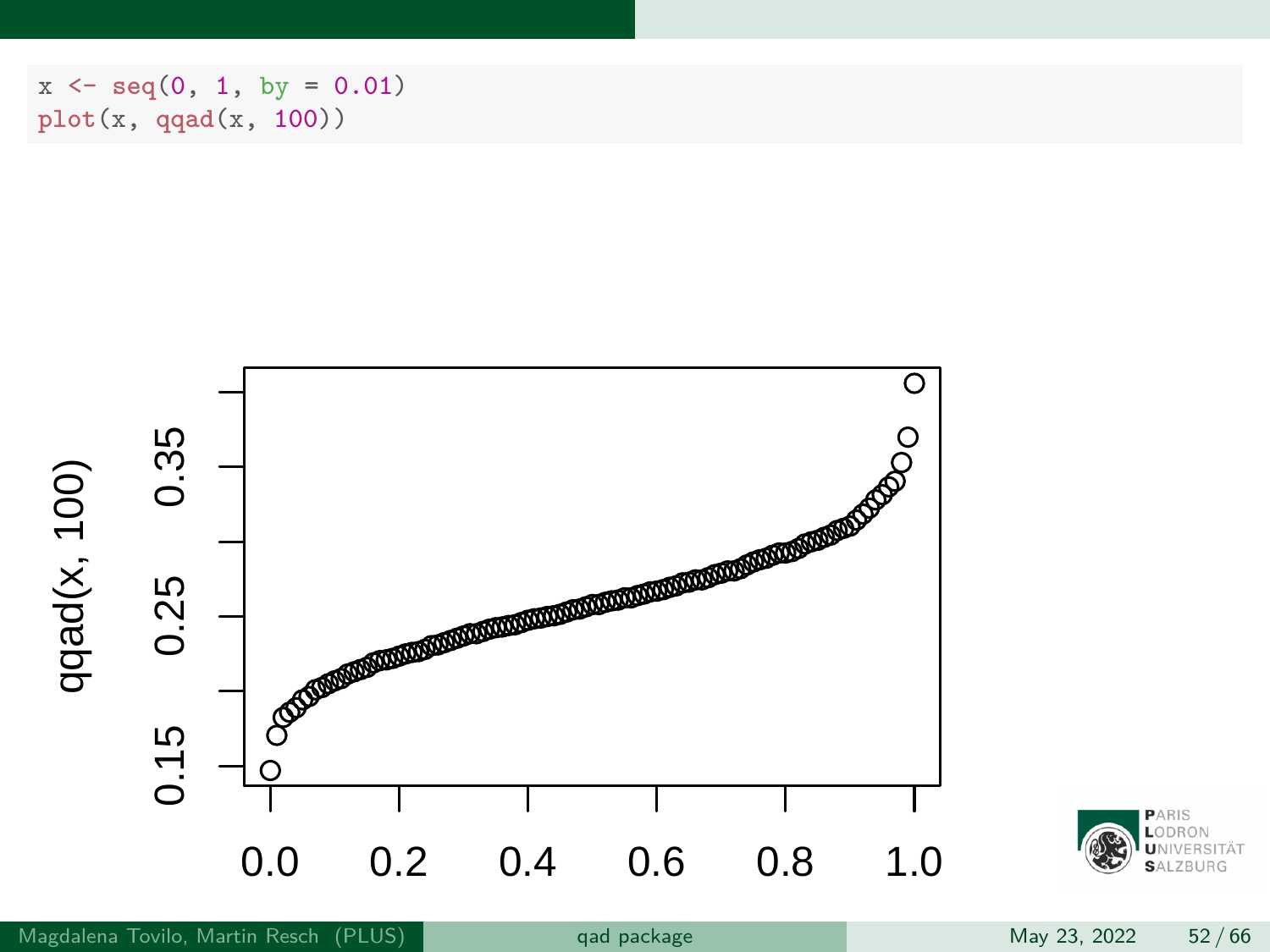```r
x <- seq(0, 1, by = 0.01)
plot(x, qqad(x, 100))
```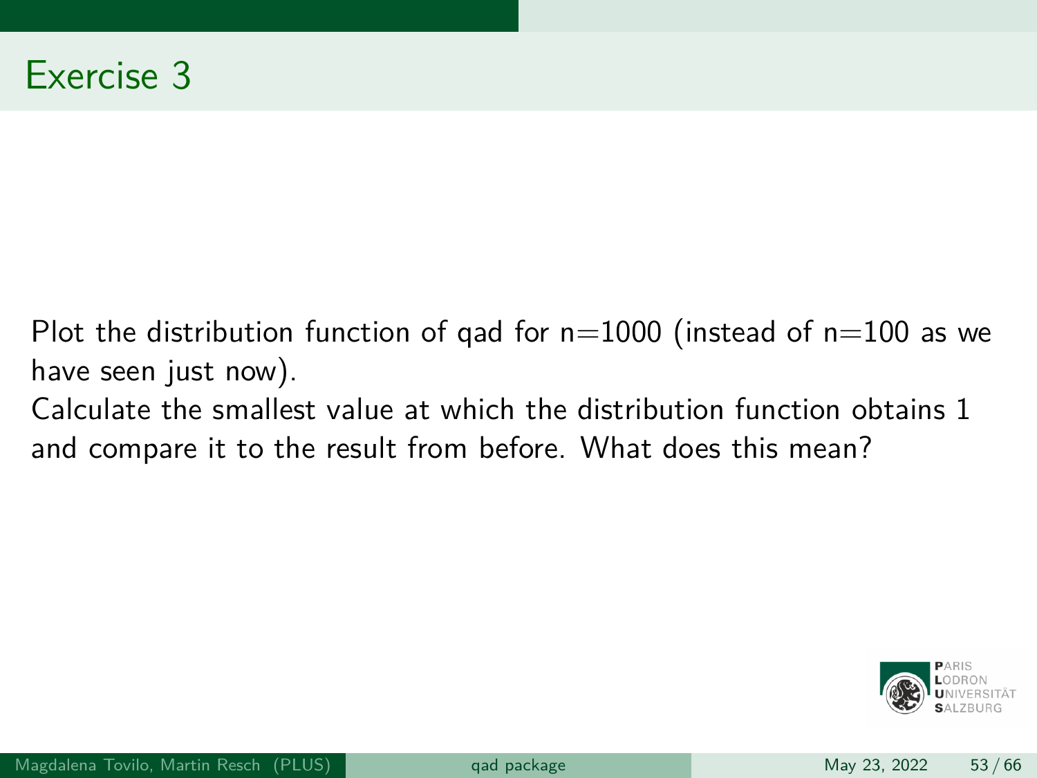# Exercise 3

Plot the distribution function of qad for n=1000 (instead of n=100 as we have seen just now).

Calculate the smallest value at which the distribution function obtains 1 and compare it to the result from before. What does this mean?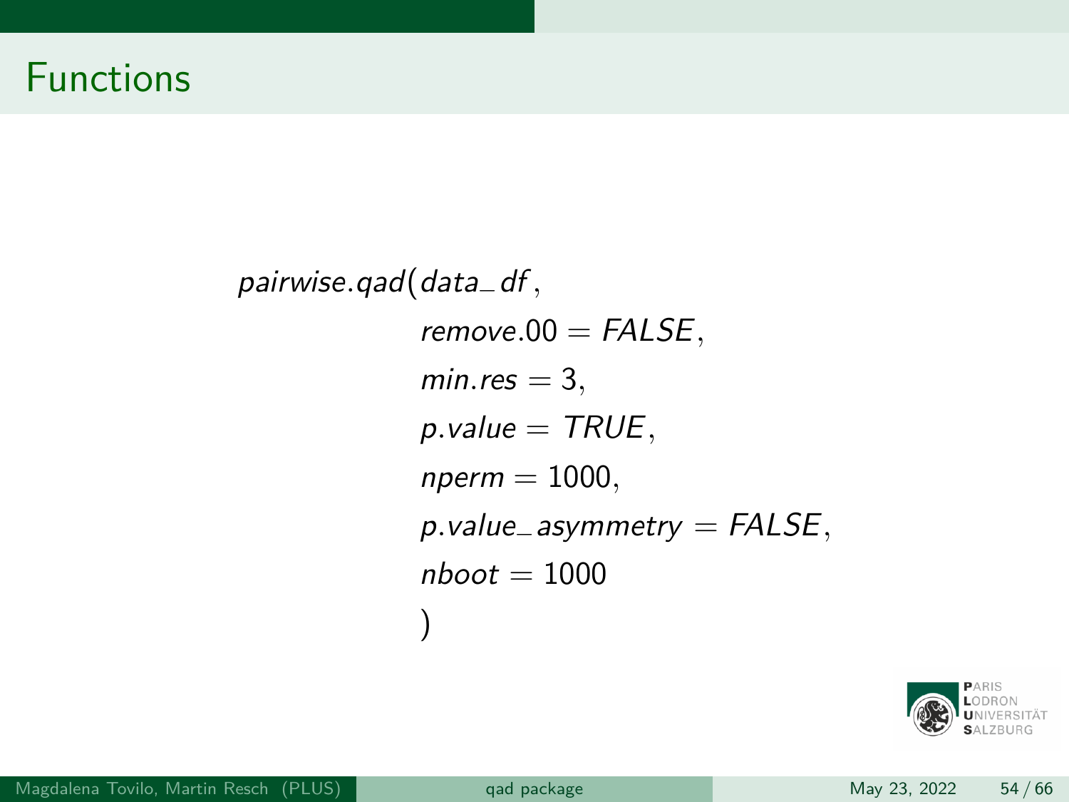# Functions

```
pairwise.qad(data_df,
             remove.00 = FALSE,
             min.res = 3,
             p.value = TRUE,
             nperm = 1000,
             p.value_asymmetry = FALSE,
             nboot = 1000
             )
```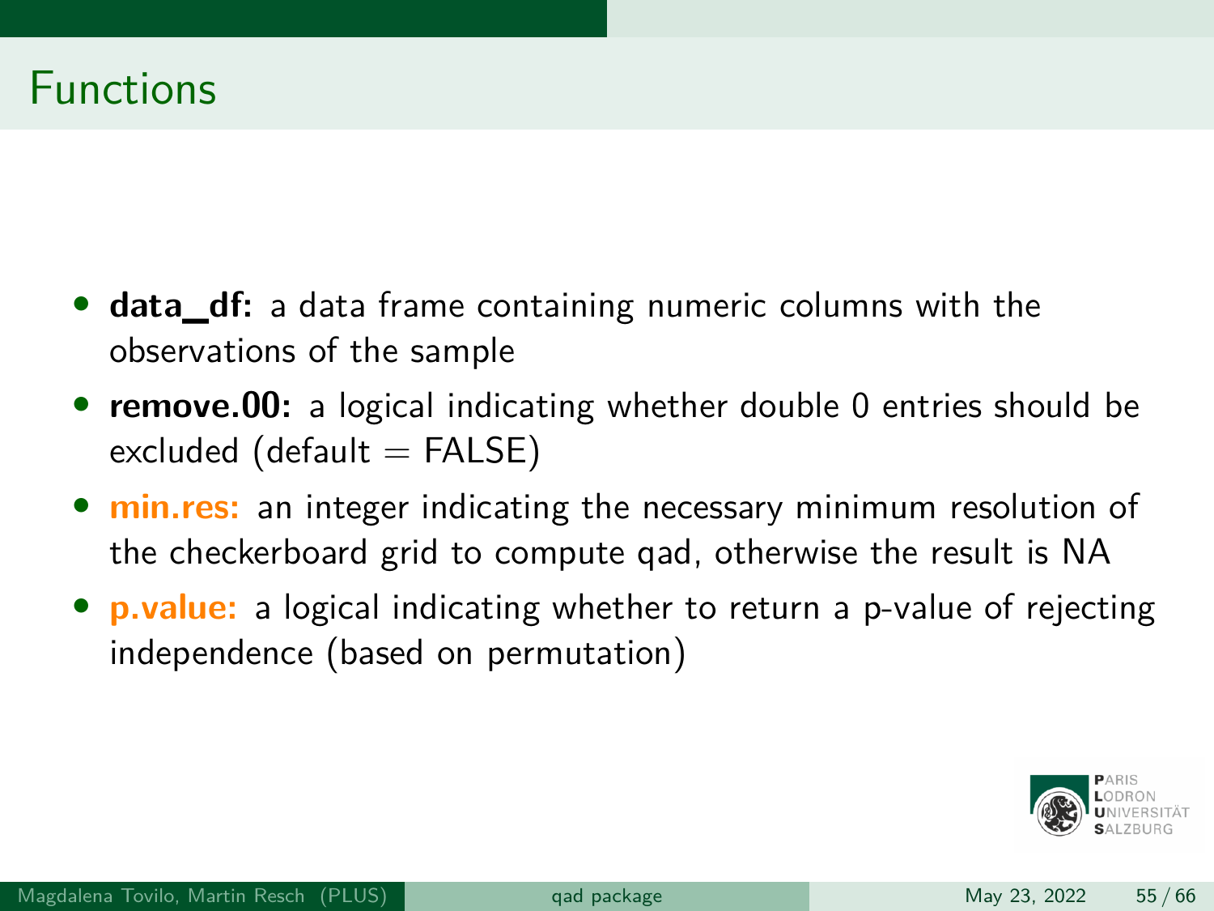# Functions

- **data_df:** a data frame containing numeric columns with the observations of the sample
- **remove.00:** a logical indicating whether double 0 entries should be excluded (default = FALSE)
- **min.res:** an integer indicating the necessary minimum resolution of the checkerboard grid to compute qad, otherwise the result is NA
- **p.value:** a logical indicating whether to return a p-value of rejecting independence (based on permutation)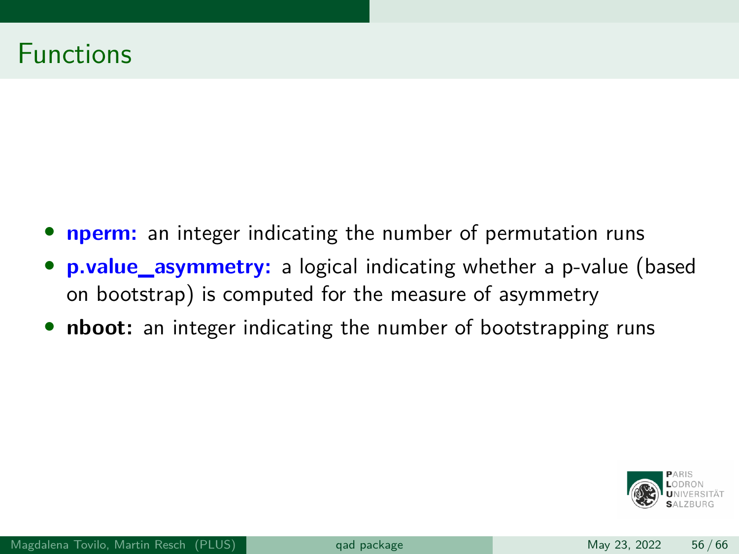# Functions

- **nperm:** an integer indicating the number of permutation runs
- **p.value_asymmetry:** a logical indicating whether a p-value (based on bootstrap) is computed for the measure of asymmetry
- **nboot:** an integer indicating the number of bootstrapping runs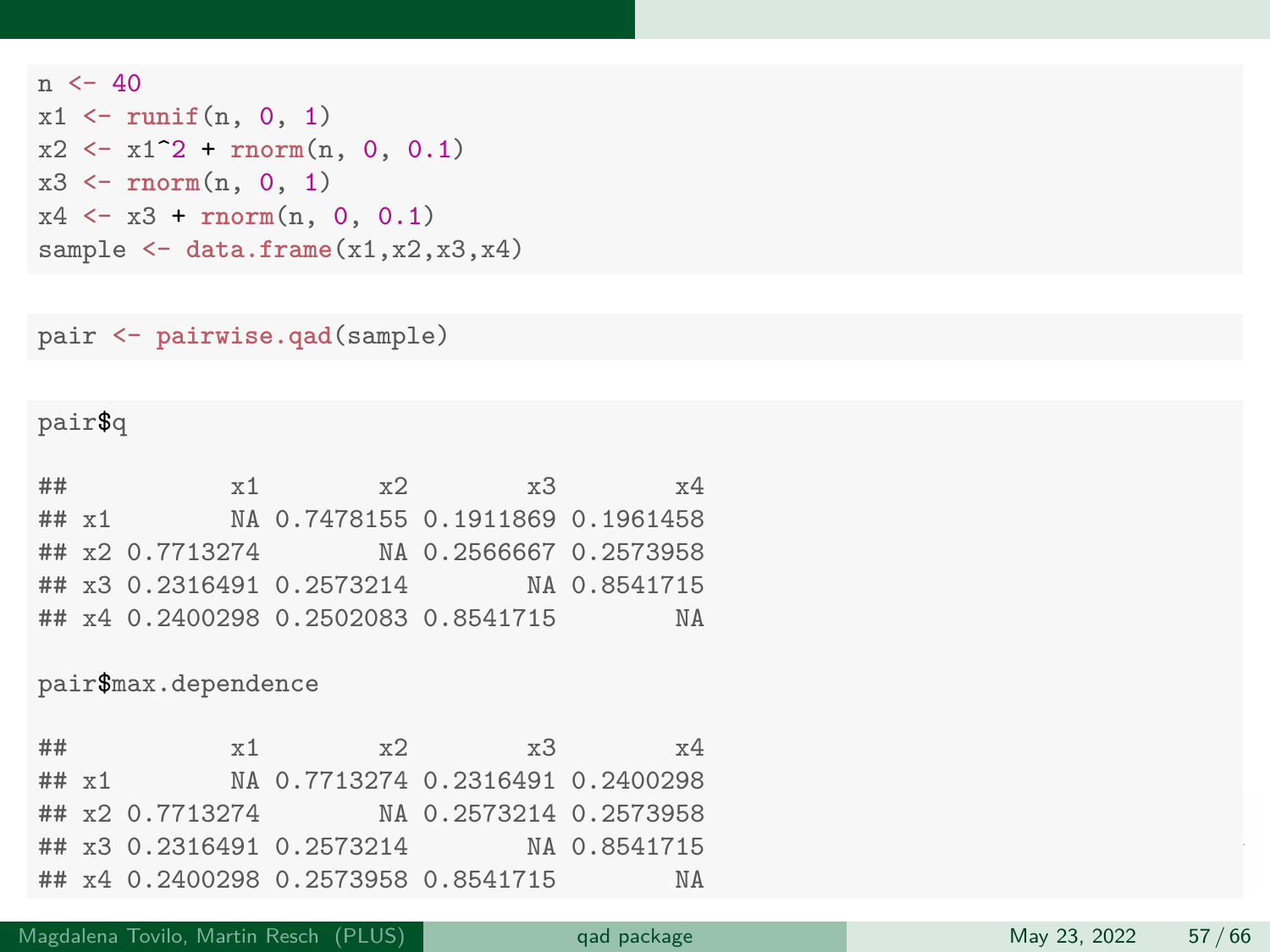```r
n <- 40
x1 <- runif(n, 0, 1)
x2 <- x1^2 + rnorm(n, 0, 0.1)
x3 <- rnorm(n, 0, 1)
x4 <- x3 + rnorm(n, 0, 0.1)
sample <- data.frame(x1,x2,x3,x4)
```

```r
pair <- pairwise.qad(sample)
```

```r
pair$q

##           x1        x2        x3        x4
## x1        NA 0.7478155 0.1911869 0.1961458
## x2 0.7713274        NA 0.2566667 0.2573958
## x3 0.2316491 0.2573214        NA 0.8541715
## x4 0.2400298 0.2502083 0.8541715        NA

pair$max.dependence

##           x1        x2        x3        x4
## x1        NA 0.7713274 0.2316491 0.2400298
## x2 0.7713274        NA 0.2573214 0.2573958
## x3 0.2316491 0.2573214        NA 0.8541715
## x4 0.2400298 0.2573958 0.8541715        NA
```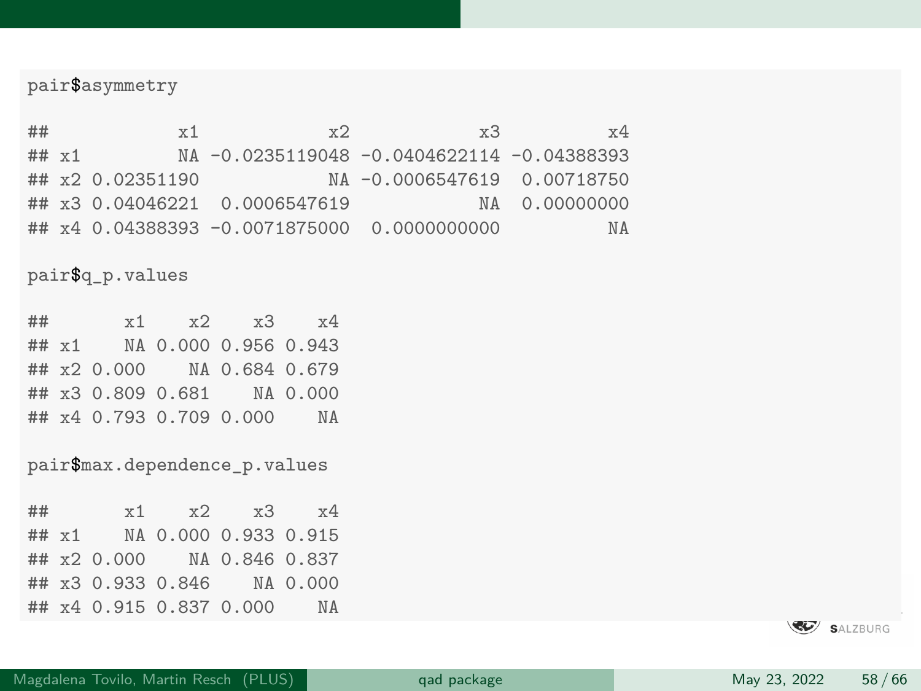```r
pair$asymmetry
```

```
##            x1            x2            x3          x4
## x1         NA -0.0235119048 -0.0404622114 -0.04388393
## x2 0.02351190            NA -0.0006547619  0.00718750
## x3 0.04046221  0.0006547619            NA  0.00000000
## x4 0.04388393 -0.0071875000  0.0000000000          NA
```

```r
pair$q_p.values
```

```
##       x1    x2    x3    x4
## x1    NA 0.000 0.956 0.943
## x2 0.000    NA 0.684 0.679
## x3 0.809 0.681    NA 0.000
## x4 0.793 0.709 0.000    NA
```

```r
pair$max.dependence_p.values
```

```
##       x1    x2    x3    x4
## x1    NA 0.000 0.933 0.915
## x2 0.000    NA 0.846 0.837
## x3 0.933 0.846    NA 0.000
## x4 0.915 0.837 0.000    NA
```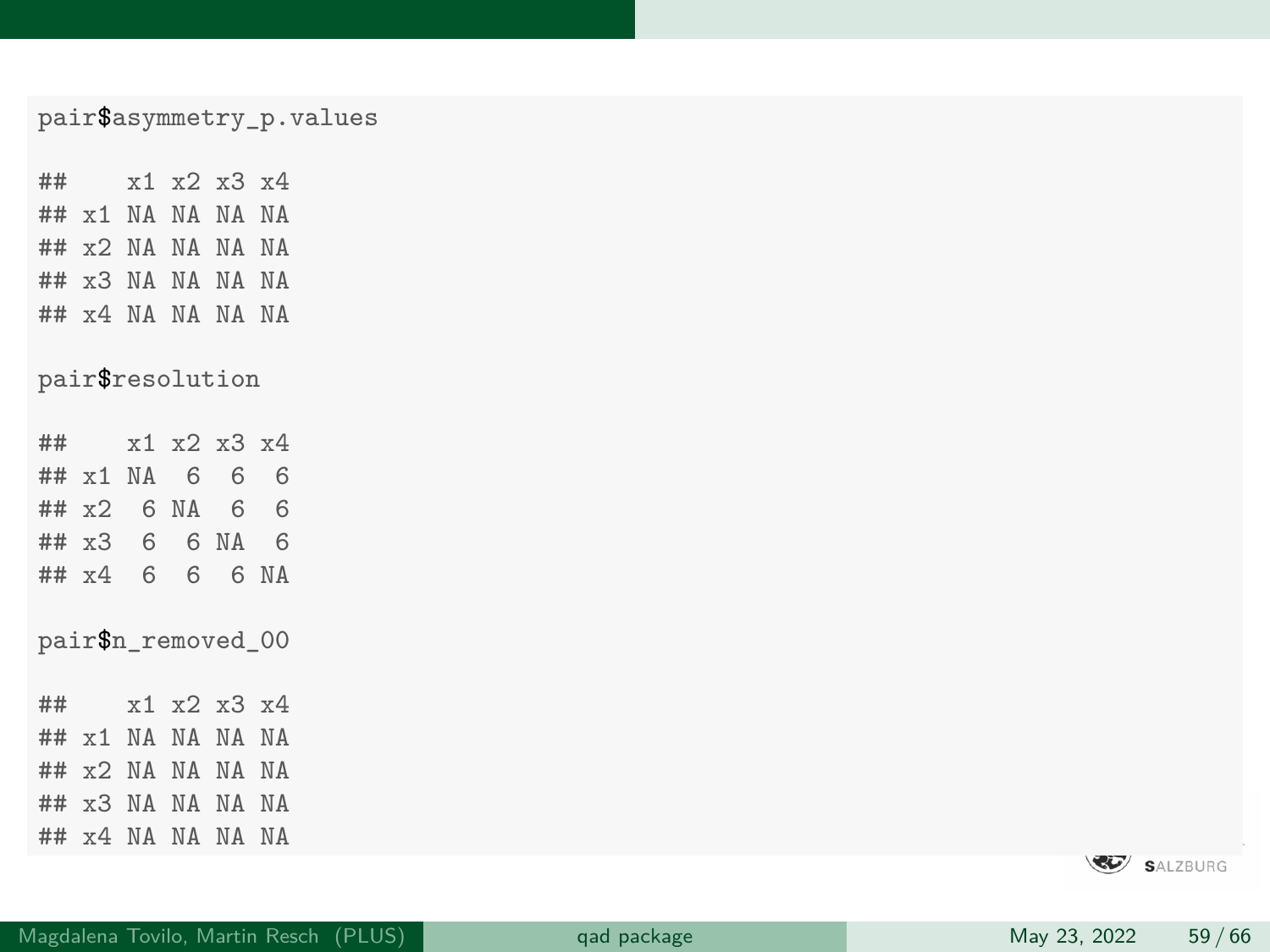```
pair$asymmetry_p.values

##    x1 x2 x3 x4
## x1 NA NA NA NA
## x2 NA NA NA NA
## x3 NA NA NA NA
## x4 NA NA NA NA

pair$resolution

##    x1 x2 x3 x4
## x1 NA  6  6  6
## x2  6 NA  6  6
## x3  6  6 NA  6
## x4  6  6  6 NA

pair$n_removed_00

##    x1 x2 x3 x4
## x1 NA NA NA NA
## x2 NA NA NA NA
## x3 NA NA NA NA
## x4 NA NA NA NA
```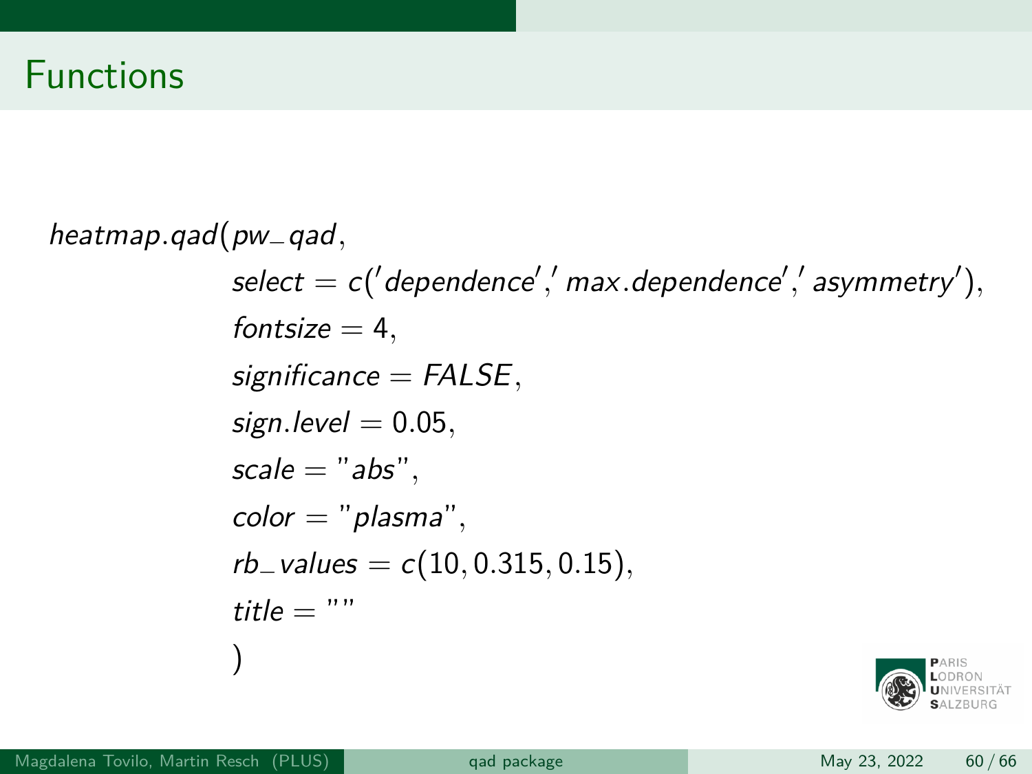# Functions

```
heatmap.qad(pw_qad,
            select = c('dependence','max.dependence','asymmetry'),
            fontsize = 4,
            significance = FALSE,
            sign.level = 0.05,
            scale = "abs",
            color = "plasma",
            rb_values = c(10, 0.315, 0.15),
            title = ""
            )
```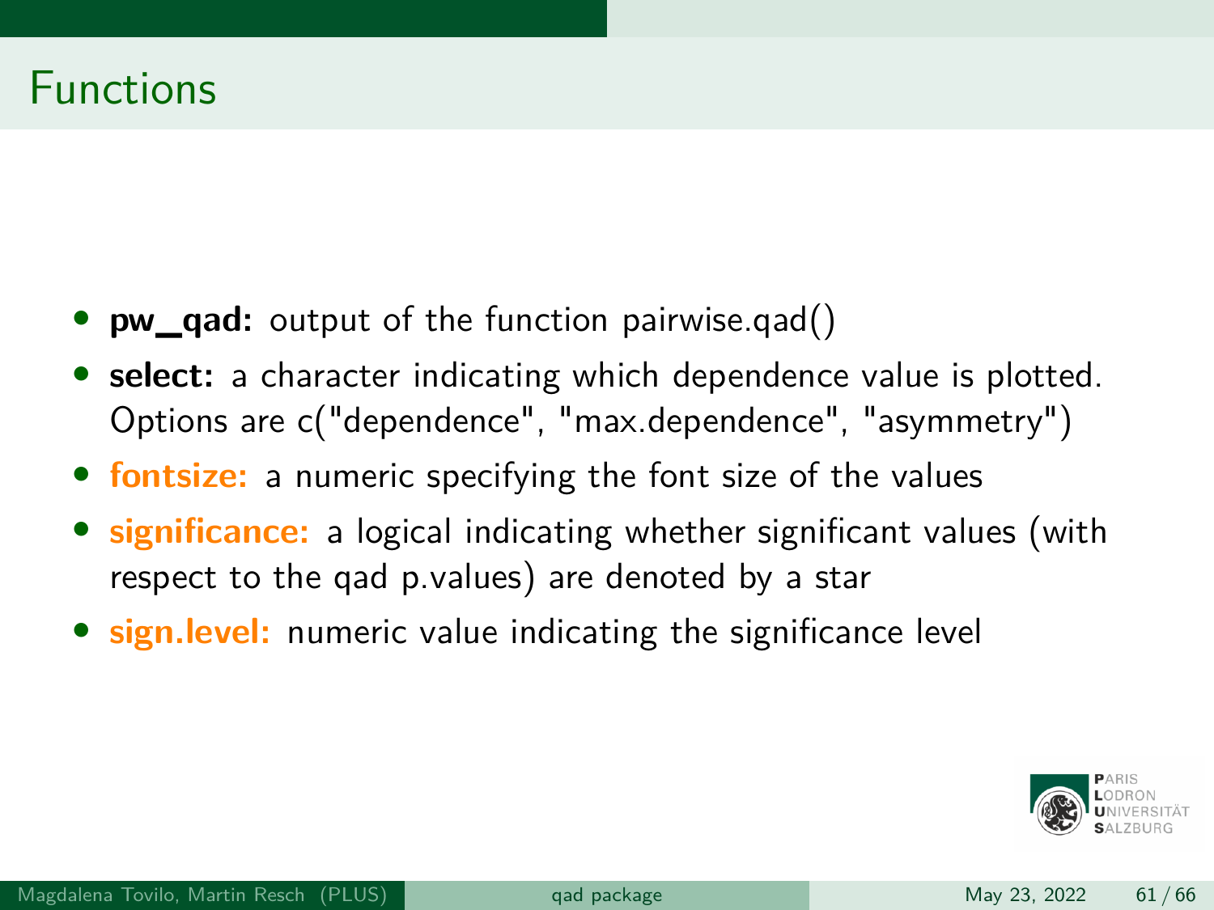# Functions

- **pw_qad:** output of the function pairwise.qad()
- **select:** a character indicating which dependence value is plotted. Options are c("dependence", "max.dependence", "asymmetry")
- **fontsize:** a numeric specifying the font size of the values
- **significance:** a logical indicating whether significant values (with respect to the qad p.values) are denoted by a star
- **sign.level:** numeric value indicating the significance level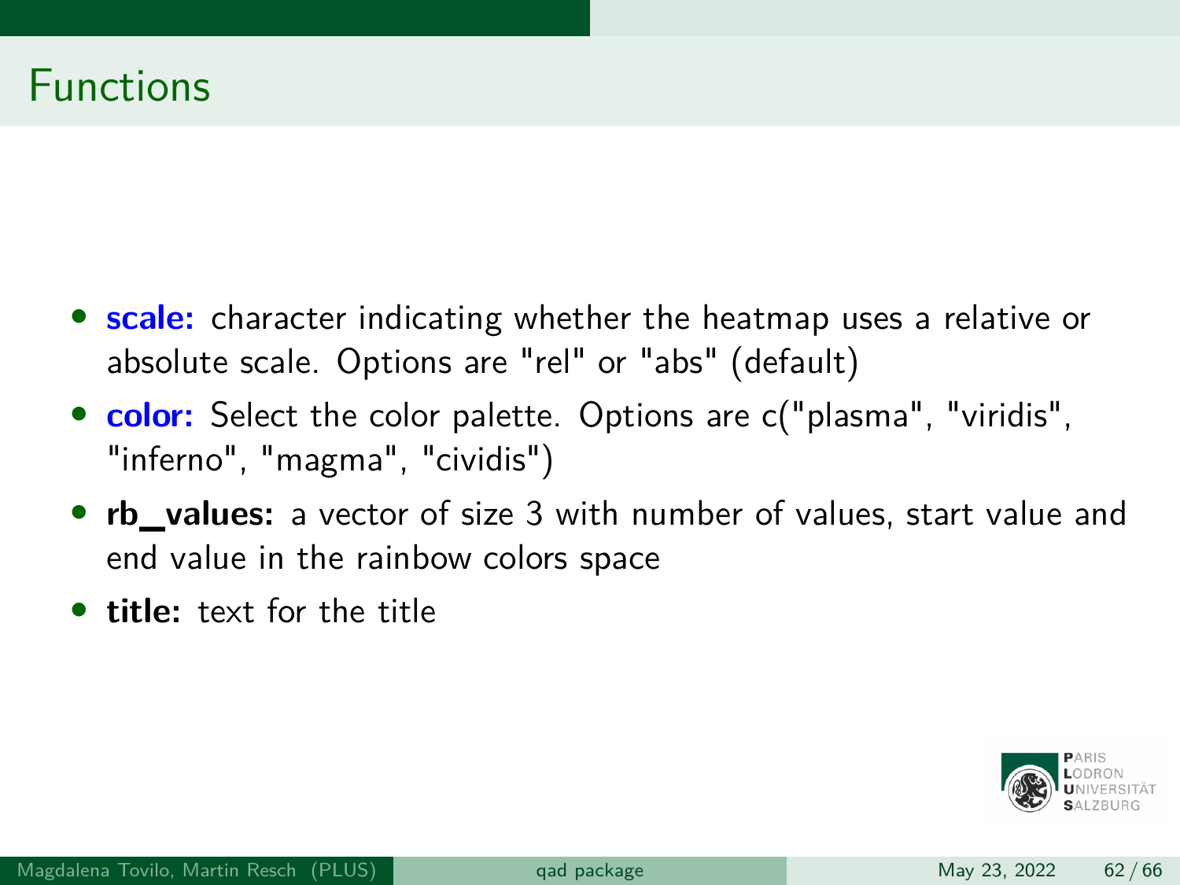# Functions

- **scale:** character indicating whether the heatmap uses a relative or absolute scale. Options are "rel" or "abs" (default)
- **color:** Select the color palette. Options are c("plasma", "viridis", "inferno", "magma", "cividis")
- **rb_values:** a vector of size 3 with number of values, start value and end value in the rainbow colors space
- **title:** text for the title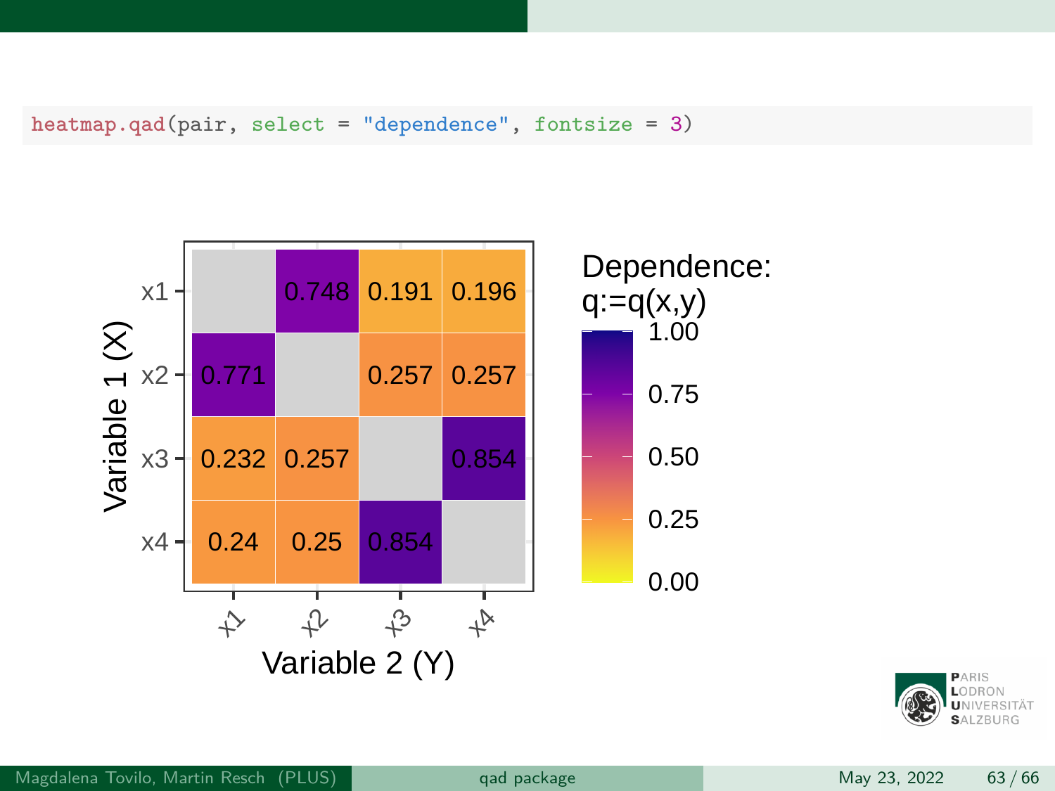```r
heatmap.qad(pair, select = "dependence", fontsize = 3)
```

Dependence: q:=q(x,y)

| Variable 1 (X) \ Variable 2 (Y) | x1 | x2 | x3 | x4 |
|---|---|---|---|---|
| x1 | | 0.748 | 0.191 | 0.196 |
| x2 | 0.771 | | 0.257 | 0.257 |
| x3 | 0.232 | 0.257 | | 0.854 |
| x4 | 0.24 | 0.25 | 0.854 | |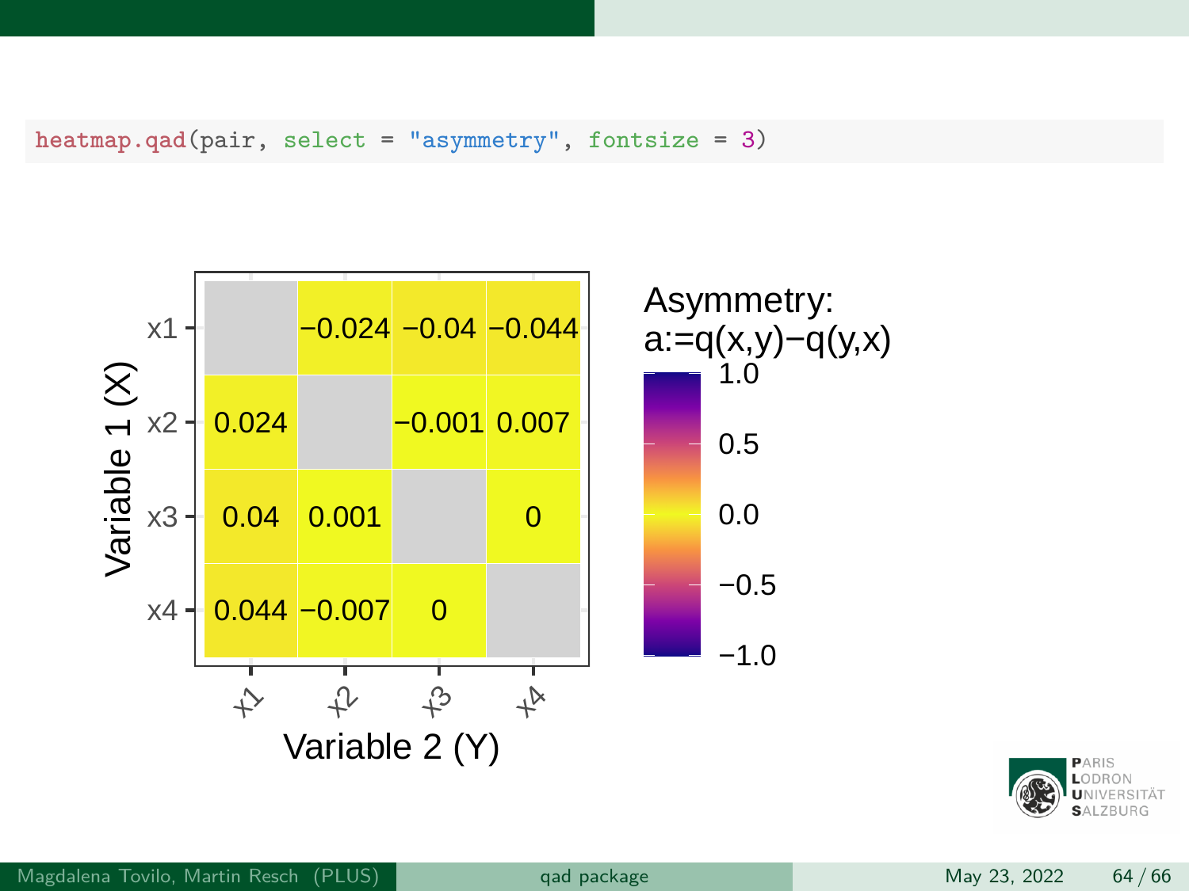```r
heatmap.qad(pair, select = "asymmetry", fontsize = 3)
```

| Variable 1 (X) \ Variable 2 (Y) | x1 | x2 | x3 | x4 |
|---|---|---|---|---|
| x1 | | −0.024 | −0.04 | −0.044 |
| x2 | 0.024 | | −0.001 | 0.007 |
| x3 | 0.04 | 0.001 | | 0 |
| x4 | 0.044 | −0.007 | 0 | |

Asymmetry: a:=q(x,y)−q(y,x)

Color scale: 1.0, 0.5, 0.0, −0.5, −1.0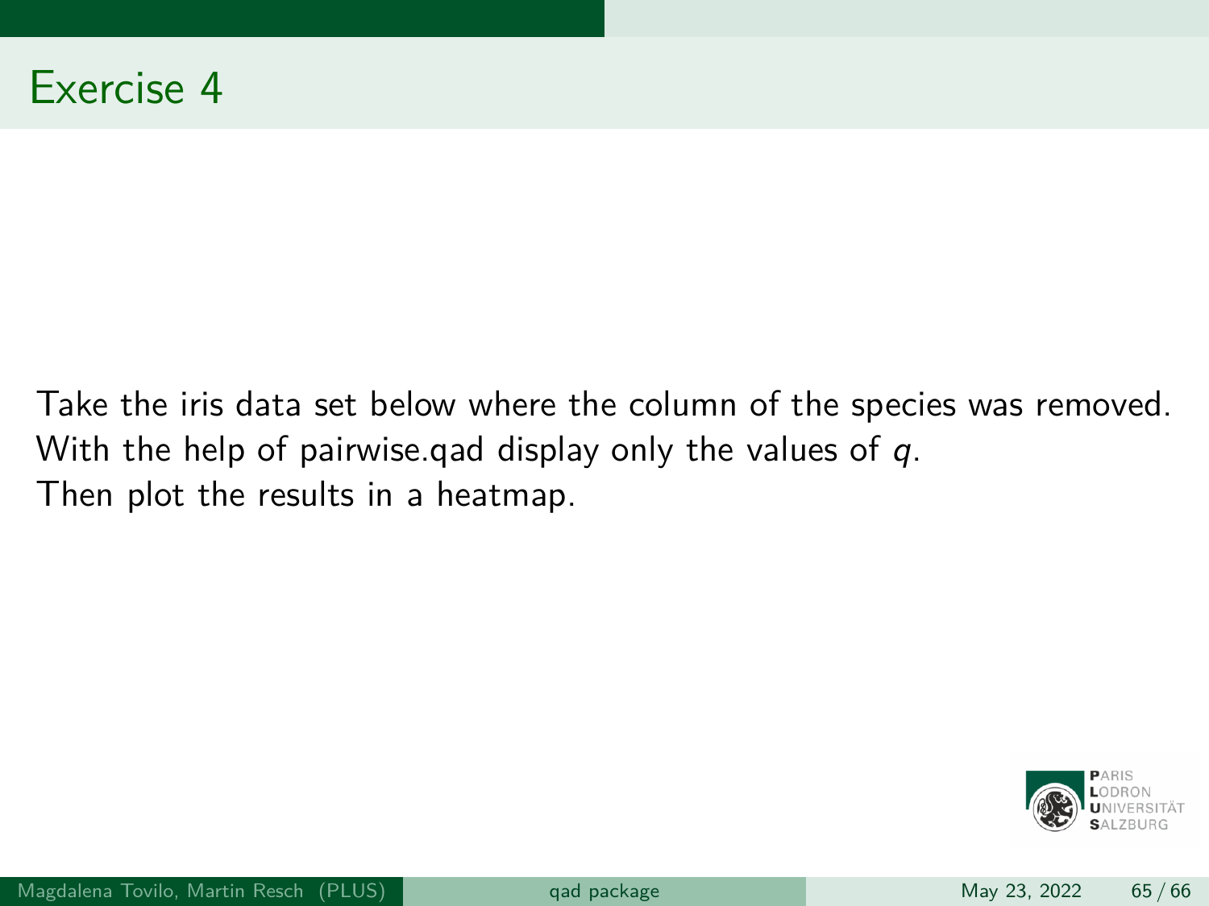# Exercise 4

Take the iris data set below where the column of the species was removed.
With the help of pairwise.qad display only the values of $q$.
Then plot the results in a heatmap.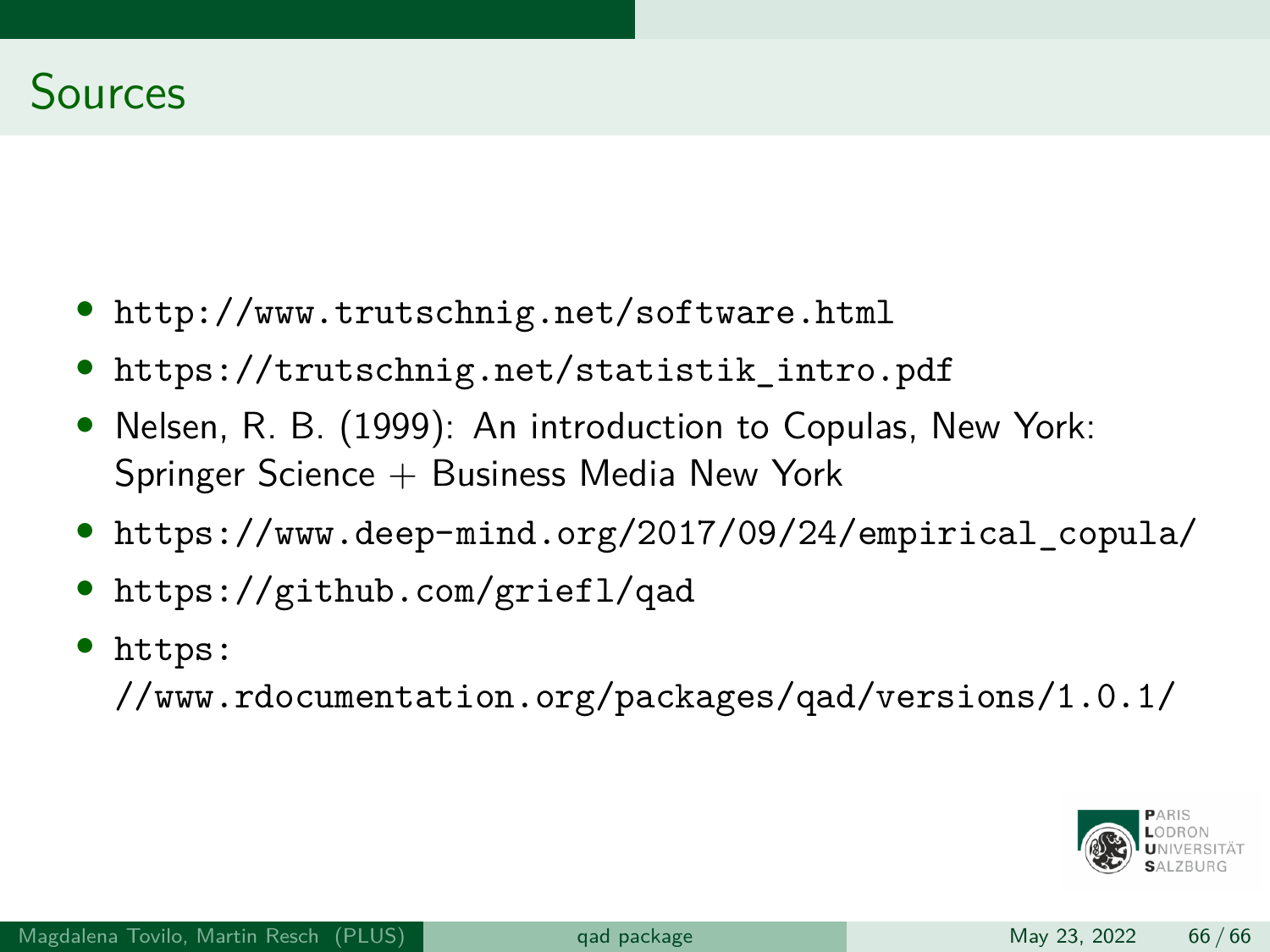# Sources

- http://www.trutschnig.net/software.html
- https://trutschnig.net/statistik_intro.pdf
- Nelsen, R. B. (1999): An introduction to Copulas, New York: Springer Science + Business Media New York
- https://www.deep-mind.org/2017/09/24/empirical_copula/
- https://github.com/griefl/qad
- https://www.rdocumentation.org/packages/qad/versions/1.0.1/